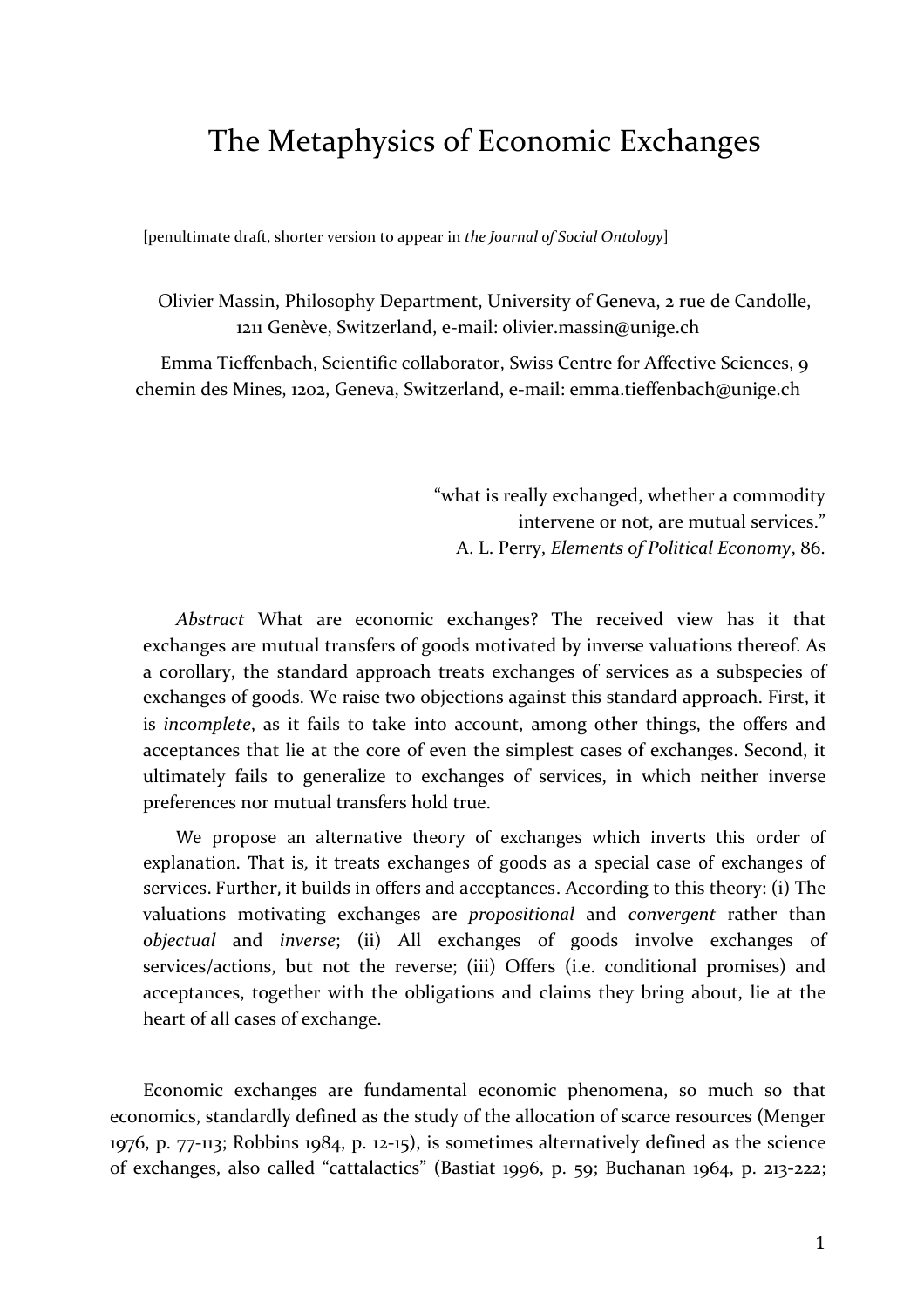# The Metaphysics of Economic Exchanges

[penultimate draft, shorter version to appear in *the Journal of Social Ontology*]

Olivier Massin, Philosophy Department, University of Geneva, 2 rue de Candolle, 1211 Genève, Switzerland, e-mail: olivier.massin@unige.ch

Emma Tieffenbach, Scientific collaborator, Swiss Centre for Affective Sciences, 9 chemin des Mines, 1202, Geneva, Switzerland, e-mail: emma.tieffenbach@unige.ch

> "what is really exchanged, whether a commodity intervene or not, are mutual services."
> A. L. Perry, *Elements of Political Economy*, 86.

*Abstract* What are economic exchanges? The received view has it that exchanges are mutual transfers of goods motivated by inverse valuations thereof. As a corollary, the standard approach treats exchanges of services as a subspecies of exchanges of goods. We raise two objections against this standard approach. First, it is *incomplete*, as it fails to take into account, among other things, the offers and acceptances that lie at the core of even the simplest cases of exchanges. Second, it ultimately fails to generalize to exchanges of services, in which neither inverse preferences nor mutual transfers hold true.

We propose an alternative theory of exchanges which inverts this order of explanation. That is, it treats exchanges of goods as a special case of exchanges of services. Further, it builds in offers and acceptances. According to this theory: (i) The valuations motivating exchanges are *propositional* and *convergent* rather than *objectual* and *inverse*; (ii) All exchanges of goods involve exchanges of services/actions, but not the reverse; (iii) Offers (i.e. conditional promises) and acceptances, together with the obligations and claims they bring about, lie at the heart of all cases of exchange.

Economic exchanges are fundamental economic phenomena, so much so that economics, standardly defined as the study of the allocation of scarce resources (Menger 1976, p. 77-113; Robbins 1984, p. 12-15), is sometimes alternatively defined as the science of exchanges, also called "cattalactics" (Bastiat 1996, p. 59; Buchanan 1964, p. 213-222;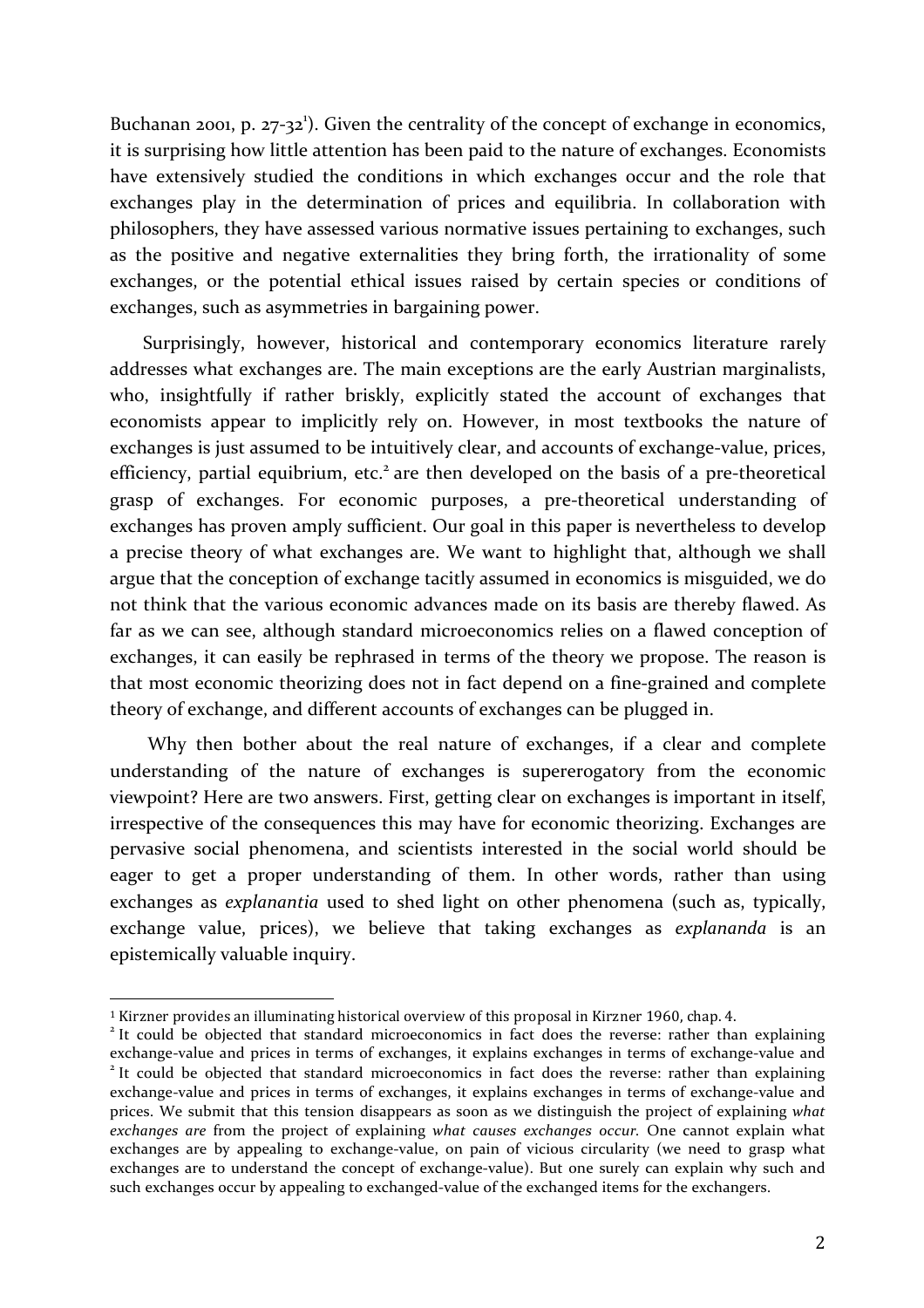Buchanan 2001, p. 27-32[1]). Given the centrality of the concept of exchange in economics, it is surprising how little attention has been paid to the nature of exchanges. Economists have extensively studied the conditions in which exchanges occur and the role that exchanges play in the determination of prices and equilibria. In collaboration with philosophers, they have assessed various normative issues pertaining to exchanges, such as the positive and negative externalities they bring forth, the irrationality of some exchanges, or the potential ethical issues raised by certain species or conditions of exchanges, such as asymmetries in bargaining power.

Surprisingly, however, historical and contemporary economics literature rarely addresses what exchanges are. The main exceptions are the early Austrian marginalists, who, insightfully if rather briskly, explicitly stated the account of exchanges that economists appear to implicitly rely on. However, in most textbooks the nature of exchanges is just assumed to be intuitively clear, and accounts of exchange-value, prices, efficiency, partial equibrium, etc.[2] are then developed on the basis of a pre-theoretical grasp of exchanges. For economic purposes, a pre-theoretical understanding of exchanges has proven amply sufficient. Our goal in this paper is nevertheless to develop a precise theory of what exchanges are. We want to highlight that, although we shall argue that the conception of exchange tacitly assumed in economics is misguided, we do not think that the various economic advances made on its basis are thereby flawed. As far as we can see, although standard microeconomics relies on a flawed conception of exchanges, it can easily be rephrased in terms of the theory we propose. The reason is that most economic theorizing does not in fact depend on a fine-grained and complete theory of exchange, and different accounts of exchanges can be plugged in.

Why then bother about the real nature of exchanges, if a clear and complete understanding of the nature of exchanges is supererogatory from the economic viewpoint? Here are two answers. First, getting clear on exchanges is important in itself, irrespective of the consequences this may have for economic theorizing. Exchanges are pervasive social phenomena, and scientists interested in the social world should be eager to get a proper understanding of them. In other words, rather than using exchanges as *explanantia* used to shed light on other phenomena (such as, typically, exchange value, prices), we believe that taking exchanges as *explananda* is an epistemically valuable inquiry.

---

[1] Kirzner provides an illuminating historical overview of this proposal in Kirzner 1960, chap. 4.

[2] It could be objected that standard microeconomics in fact does the reverse: rather than explaining exchange-value and prices in terms of exchanges, it explains exchanges in terms of exchange-value and

[2] It could be objected that standard microeconomics in fact does the reverse: rather than explaining exchange-value and prices in terms of exchanges, it explains exchanges in terms of exchange-value and prices. We submit that this tension disappears as soon as we distinguish the project of explaining *what exchanges are* from the project of explaining *what causes exchanges occur.* One cannot explain what exchanges are by appealing to exchange-value, on pain of vicious circularity (we need to grasp what exchanges are to understand the concept of exchange-value). But one surely can explain why such and such exchanges occur by appealing to exchanged-value of the exchanged items for the exchangers.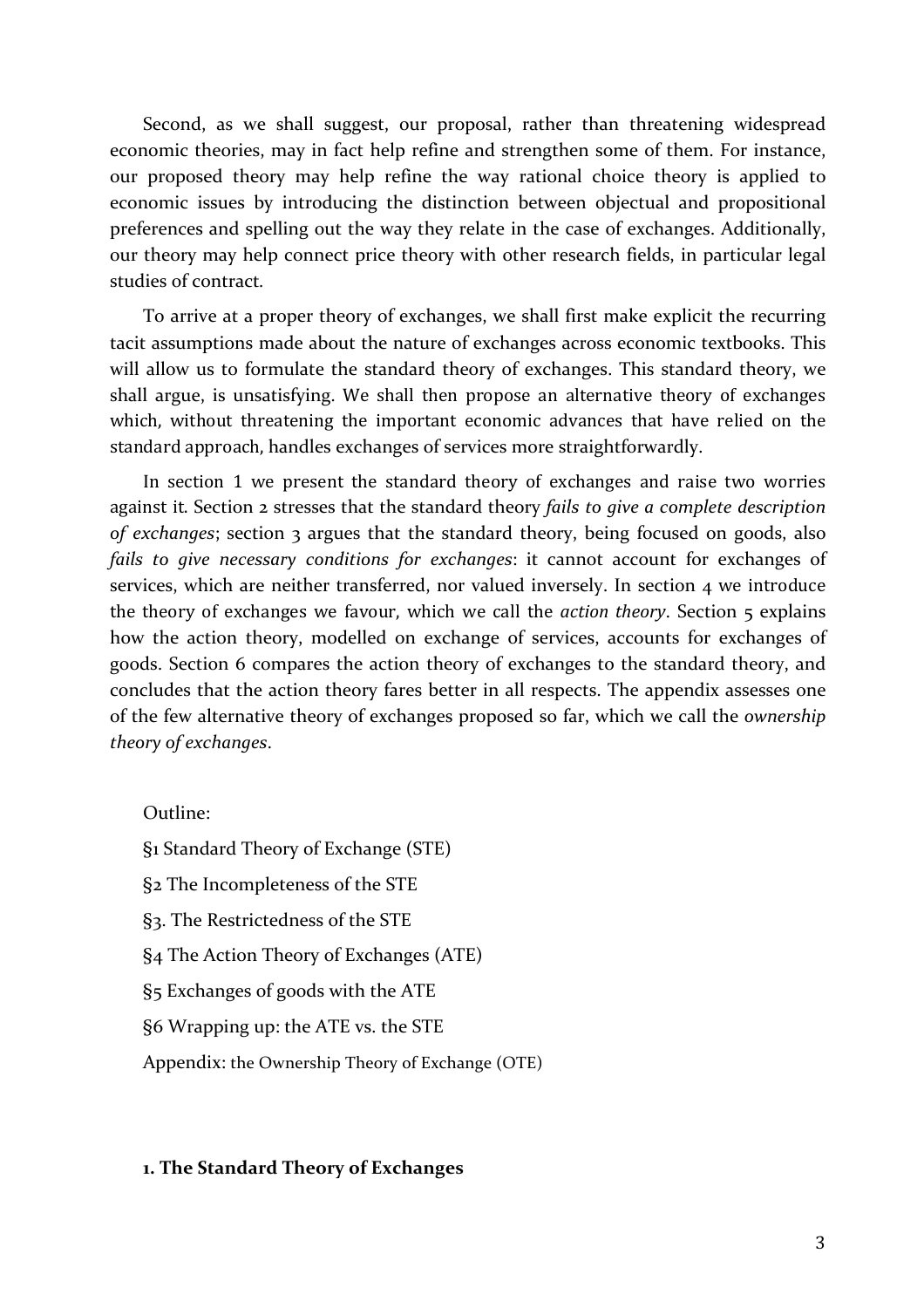Second, as we shall suggest, our proposal, rather than threatening widespread economic theories, may in fact help refine and strengthen some of them. For instance, our proposed theory may help refine the way rational choice theory is applied to economic issues by introducing the distinction between objectual and propositional preferences and spelling out the way they relate in the case of exchanges. Additionally, our theory may help connect price theory with other research fields, in particular legal studies of contract.

To arrive at a proper theory of exchanges, we shall first make explicit the recurring tacit assumptions made about the nature of exchanges across economic textbooks. This will allow us to formulate the standard theory of exchanges. This standard theory, we shall argue, is unsatisfying. We shall then propose an alternative theory of exchanges which, without threatening the important economic advances that have relied on the standard approach, handles exchanges of services more straightforwardly.

In section 1 we present the standard theory of exchanges and raise two worries against it. Section 2 stresses that the standard theory *fails to give a complete description of exchanges*; section 3 argues that the standard theory, being focused on goods, also *fails to give necessary conditions for exchanges*: it cannot account for exchanges of services, which are neither transferred, nor valued inversely. In section 4 we introduce the theory of exchanges we favour, which we call the *action theory*. Section 5 explains how the action theory, modelled on exchange of services, accounts for exchanges of goods. Section 6 compares the action theory of exchanges to the standard theory, and concludes that the action theory fares better in all respects. The appendix assesses one of the few alternative theory of exchanges proposed so far, which we call the *ownership theory of exchanges*.

Outline:

§1 Standard Theory of Exchange (STE)

§2 The Incompleteness of the STE

§3. The Restrictedness of the STE

§4 The Action Theory of Exchanges (ATE)

§5 Exchanges of goods with the ATE

§6 Wrapping up: the ATE vs. the STE

Appendix: the Ownership Theory of Exchange (OTE)

## 1. The Standard Theory of Exchanges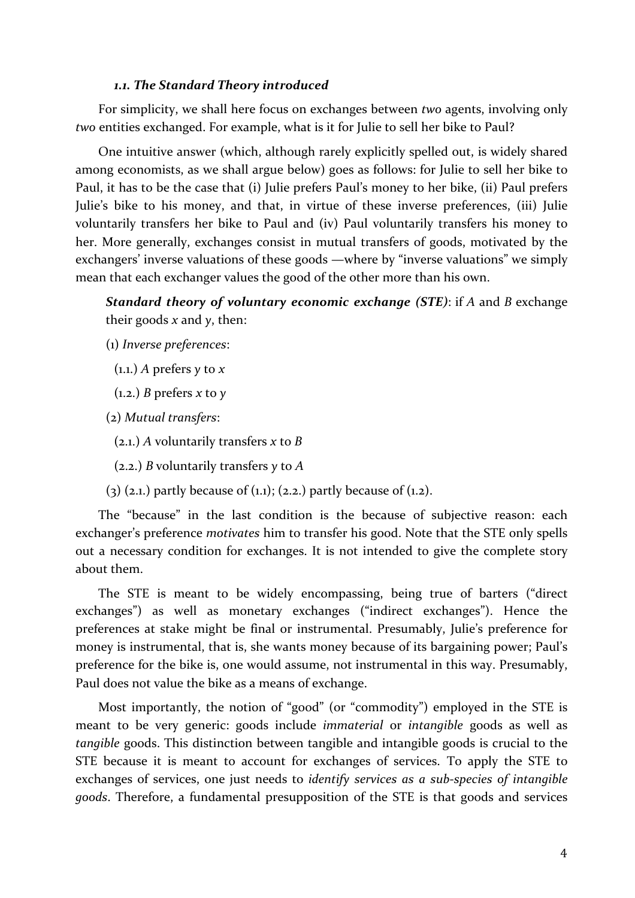### *1.1. The Standard Theory introduced*

For simplicity, we shall here focus on exchanges between *two* agents, involving only *two* entities exchanged. For example, what is it for Julie to sell her bike to Paul?

One intuitive answer (which, although rarely explicitly spelled out, is widely shared among economists, as we shall argue below) goes as follows: for Julie to sell her bike to Paul, it has to be the case that (i) Julie prefers Paul's money to her bike, (ii) Paul prefers Julie's bike to his money, and that, in virtue of these inverse preferences, (iii) Julie voluntarily transfers her bike to Paul and (iv) Paul voluntarily transfers his money to her. More generally, exchanges consist in mutual transfers of goods, motivated by the exchangers' inverse valuations of these goods —where by "inverse valuations" we simply mean that each exchanger values the good of the other more than his own.

> ***Standard theory of voluntary economic exchange (STE)***: if *A* and *B* exchange their goods *x* and *y*, then:
>
> (1) *Inverse preferences*:
>
> (1.1.) *A* prefers *y* to *x*
>
> (1.2.) *B* prefers *x* to *y*
>
> (2) *Mutual transfers*:
>
> (2.1.) *A* voluntarily transfers *x* to *B*
>
> (2.2.) *B* voluntarily transfers *y* to *A*
>
> (3) (2.1.) partly because of (1.1); (2.2.) partly because of (1.2).

The "because" in the last condition is the because of subjective reason: each exchanger's preference *motivates* him to transfer his good. Note that the STE only spells out a necessary condition for exchanges. It is not intended to give the complete story about them.

The STE is meant to be widely encompassing, being true of barters ("direct exchanges") as well as monetary exchanges ("indirect exchanges"). Hence the preferences at stake might be final or instrumental. Presumably, Julie's preference for money is instrumental, that is, she wants money because of its bargaining power; Paul's preference for the bike is, one would assume, not instrumental in this way. Presumably, Paul does not value the bike as a means of exchange.

Most importantly, the notion of "good" (or "commodity") employed in the STE is meant to be very generic: goods include *immaterial* or *intangible* goods as well as *tangible* goods. This distinction between tangible and intangible goods is crucial to the STE because it is meant to account for exchanges of services. To apply the STE to exchanges of services, one just needs to *identify services as a sub-species of intangible goods*. Therefore, a fundamental presupposition of the STE is that goods and services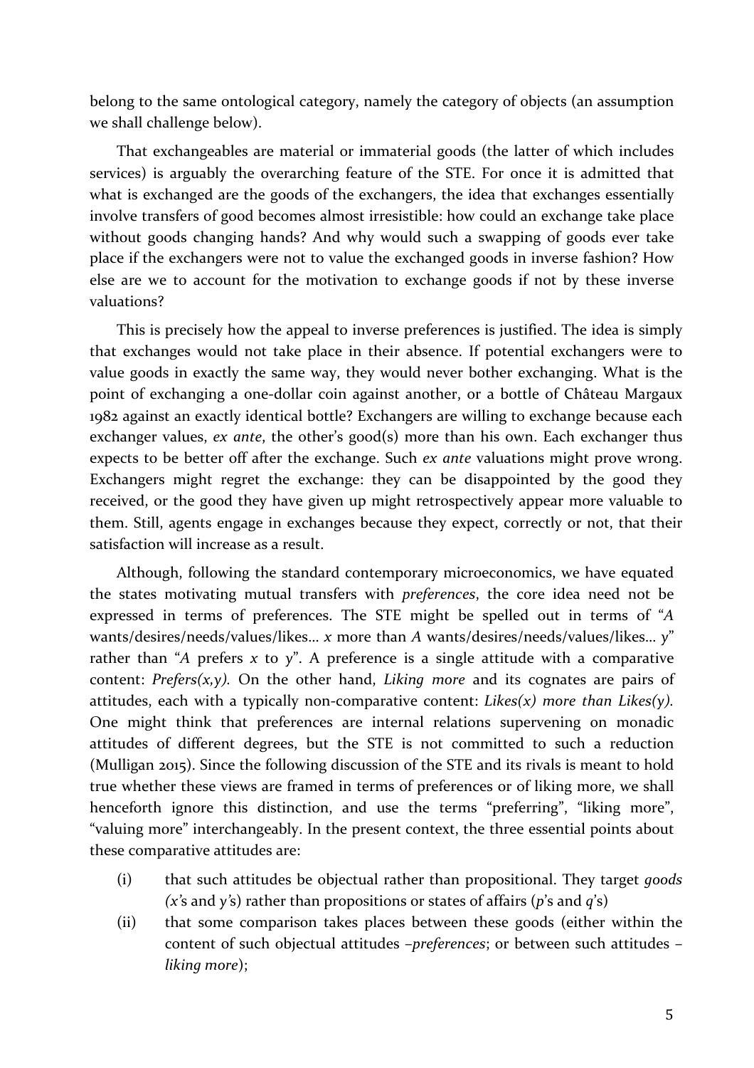belong to the same ontological category, namely the category of objects (an assumption we shall challenge below).

That exchangeables are material or immaterial goods (the latter of which includes services) is arguably the overarching feature of the STE. For once it is admitted that what is exchanged are the goods of the exchangers, the idea that exchanges essentially involve transfers of good becomes almost irresistible: how could an exchange take place without goods changing hands? And why would such a swapping of goods ever take place if the exchangers were not to value the exchanged goods in inverse fashion? How else are we to account for the motivation to exchange goods if not by these inverse valuations?

This is precisely how the appeal to inverse preferences is justified. The idea is simply that exchanges would not take place in their absence. If potential exchangers were to value goods in exactly the same way, they would never bother exchanging. What is the point of exchanging a one-dollar coin against another, or a bottle of Château Margaux 1982 against an exactly identical bottle? Exchangers are willing to exchange because each exchanger values, *ex ante*, the other's good(s) more than his own. Each exchanger thus expects to be better off after the exchange. Such *ex ante* valuations might prove wrong. Exchangers might regret the exchange: they can be disappointed by the good they received, or the good they have given up might retrospectively appear more valuable to them. Still, agents engage in exchanges because they expect, correctly or not, that their satisfaction will increase as a result.

Although, following the standard contemporary microeconomics, we have equated the states motivating mutual transfers with *preferences*, the core idea need not be expressed in terms of preferences. The STE might be spelled out in terms of "*A* wants/desires/needs/values/likes… *x* more than *A* wants/desires/needs/values/likes… *y*" rather than "*A* prefers *x* to *y*". A preference is a single attitude with a comparative content: *Prefers(x,y)*. On the other hand, *Liking more* and its cognates are pairs of attitudes, each with a typically non-comparative content: *Likes(x) more than Likes(y)*. One might think that preferences are internal relations supervening on monadic attitudes of different degrees, but the STE is not committed to such a reduction (Mulligan 2015). Since the following discussion of the STE and its rivals is meant to hold true whether these views are framed in terms of preferences or of liking more, we shall henceforth ignore this distinction, and use the terms "preferring", "liking more", "valuing more" interchangeably. In the present context, the three essential points about these comparative attitudes are:

(i) that such attitudes be objectual rather than propositional. They target *goods (x*'s and *y*'s) rather than propositions or states of affairs (*p*'s and *q*'s)

(ii) that some comparison takes places between these goods (either within the content of such objectual attitudes –*preferences*; or between such attitudes – *liking more*);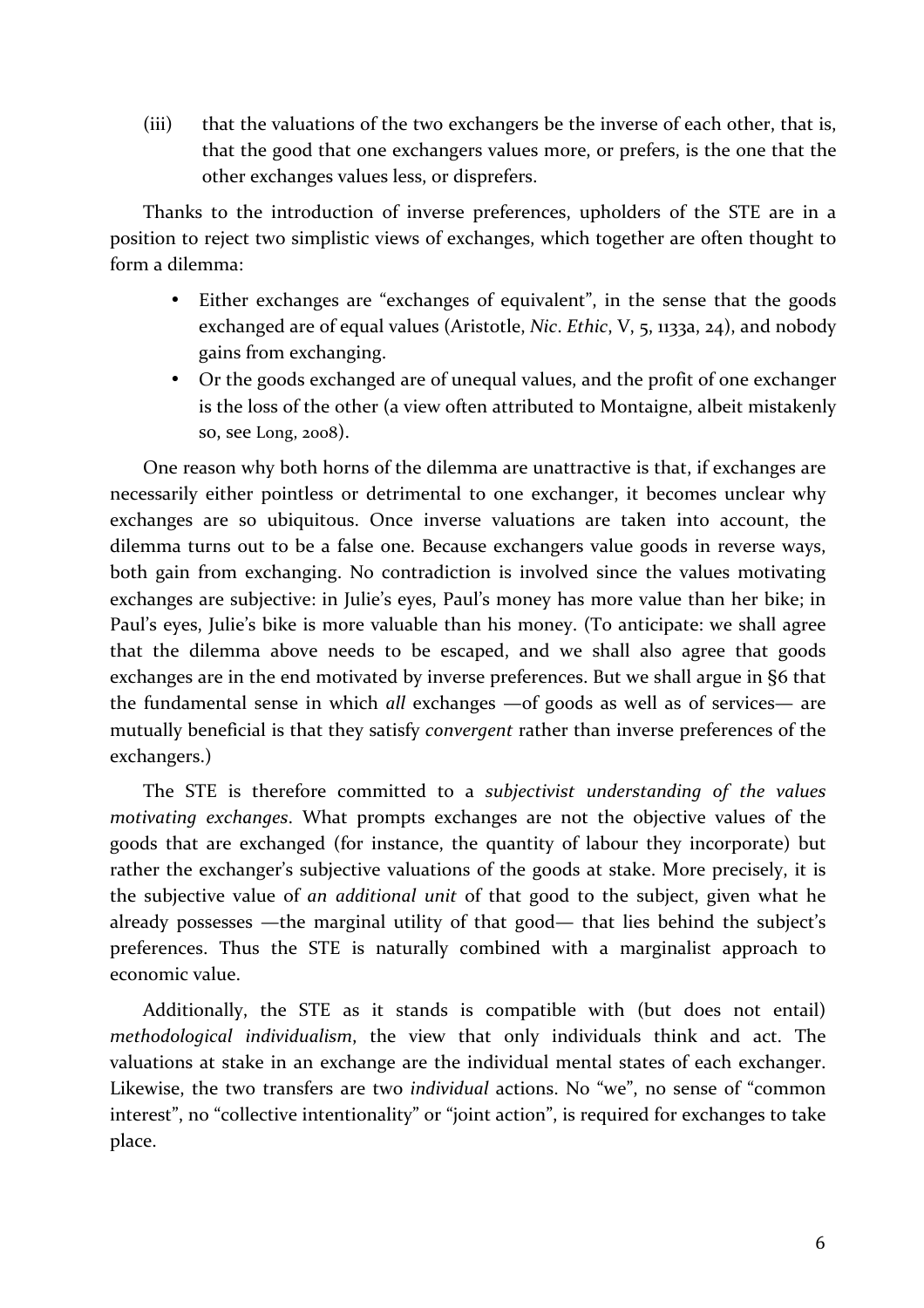(iii) that the valuations of the two exchangers be the inverse of each other, that is, that the good that one exchangers values more, or prefers, is the one that the other exchanges values less, or disprefers.

Thanks to the introduction of inverse preferences, upholders of the STE are in a position to reject two simplistic views of exchanges, which together are often thought to form a dilemma:

- Either exchanges are "exchanges of equivalent", in the sense that the goods exchanged are of equal values (Aristotle, *Nic. Ethic*, V, 5, 1133a, 24), and nobody gains from exchanging.
- Or the goods exchanged are of unequal values, and the profit of one exchanger is the loss of the other (a view often attributed to Montaigne, albeit mistakenly so, see Long, 2008).

One reason why both horns of the dilemma are unattractive is that, if exchanges are necessarily either pointless or detrimental to one exchanger, it becomes unclear why exchanges are so ubiquitous. Once inverse valuations are taken into account, the dilemma turns out to be a false one. Because exchangers value goods in reverse ways, both gain from exchanging. No contradiction is involved since the values motivating exchanges are subjective: in Julie's eyes, Paul's money has more value than her bike; in Paul's eyes, Julie's bike is more valuable than his money. (To anticipate: we shall agree that the dilemma above needs to be escaped, and we shall also agree that goods exchanges are in the end motivated by inverse preferences. But we shall argue in §6 that the fundamental sense in which *all* exchanges —of goods as well as of services— are mutually beneficial is that they satisfy *convergent* rather than inverse preferences of the exchangers.)

The STE is therefore committed to a *subjectivist understanding of the values motivating exchanges*. What prompts exchanges are not the objective values of the goods that are exchanged (for instance, the quantity of labour they incorporate) but rather the exchanger's subjective valuations of the goods at stake. More precisely, it is the subjective value of *an additional unit* of that good to the subject, given what he already possesses —the marginal utility of that good— that lies behind the subject's preferences. Thus the STE is naturally combined with a marginalist approach to economic value.

Additionally, the STE as it stands is compatible with (but does not entail) *methodological individualism*, the view that only individuals think and act. The valuations at stake in an exchange are the individual mental states of each exchanger. Likewise, the two transfers are two *individual* actions. No "we", no sense of "common interest", no "collective intentionality" or "joint action", is required for exchanges to take place.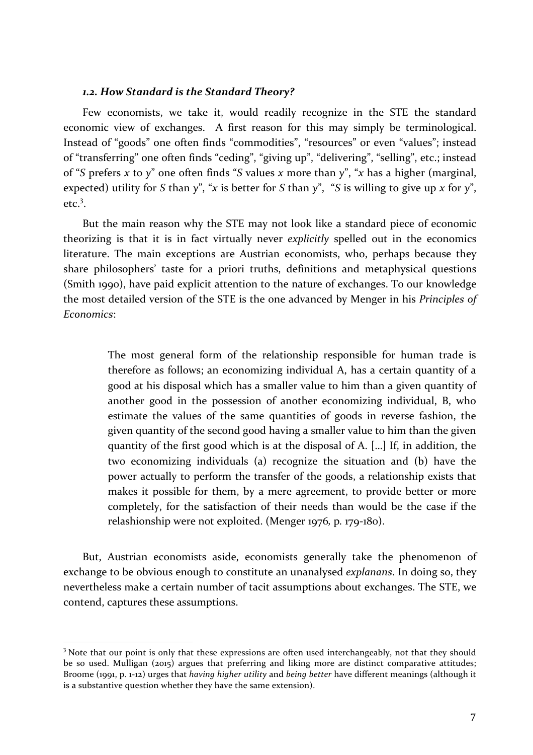### *1.2. How Standard is the Standard Theory?*

Few economists, we take it, would readily recognize in the STE the standard economic view of exchanges. A first reason for this may simply be terminological. Instead of "goods" one often finds "commodities", "resources" or even "values"; instead of "transferring" one often finds "ceding", "giving up", "delivering", "selling", etc.; instead of "*S* prefers *x* to *y*" one often finds "*S* values *x* more than *y*", "*x* has a higher (marginal, expected) utility for *S* than *y*", "*x* is better for *S* than *y*", "*S* is willing to give up *x* for *y*", etc.[3].

But the main reason why the STE may not look like a standard piece of economic theorizing is that it is in fact virtually never *explicitly* spelled out in the economics literature. The main exceptions are Austrian economists, who, perhaps because they share philosophers' taste for a priori truths, definitions and metaphysical questions (Smith 1990), have paid explicit attention to the nature of exchanges. To our knowledge the most detailed version of the STE is the one advanced by Menger in his *Principles of Economics*:

> The most general form of the relationship responsible for human trade is therefore as follows; an economizing individual A, has a certain quantity of a good at his disposal which has a smaller value to him than a given quantity of another good in the possession of another economizing individual, B, who estimate the values of the same quantities of goods in reverse fashion, the given quantity of the second good having a smaller value to him than the given quantity of the first good which is at the disposal of A. [...] If, in addition, the two economizing individuals (a) recognize the situation and (b) have the power actually to perform the transfer of the goods, a relationship exists that makes it possible for them, by a mere agreement, to provide better or more completely, for the satisfaction of their needs than would be the case if the relashionship were not exploited. (Menger 1976, p. 179-180).

But, Austrian economists aside, economists generally take the phenomenon of exchange to be obvious enough to constitute an unanalysed *explanans*. In doing so, they nevertheless make a certain number of tacit assumptions about exchanges. The STE, we contend, captures these assumptions.

---

[3] Note that our point is only that these expressions are often used interchangeably, not that they should be so used. Mulligan (2015) argues that preferring and liking more are distinct comparative attitudes; Broome (1991, p. 1-12) urges that *having higher utility* and *being better* have different meanings (although it is a substantive question whether they have the same extension).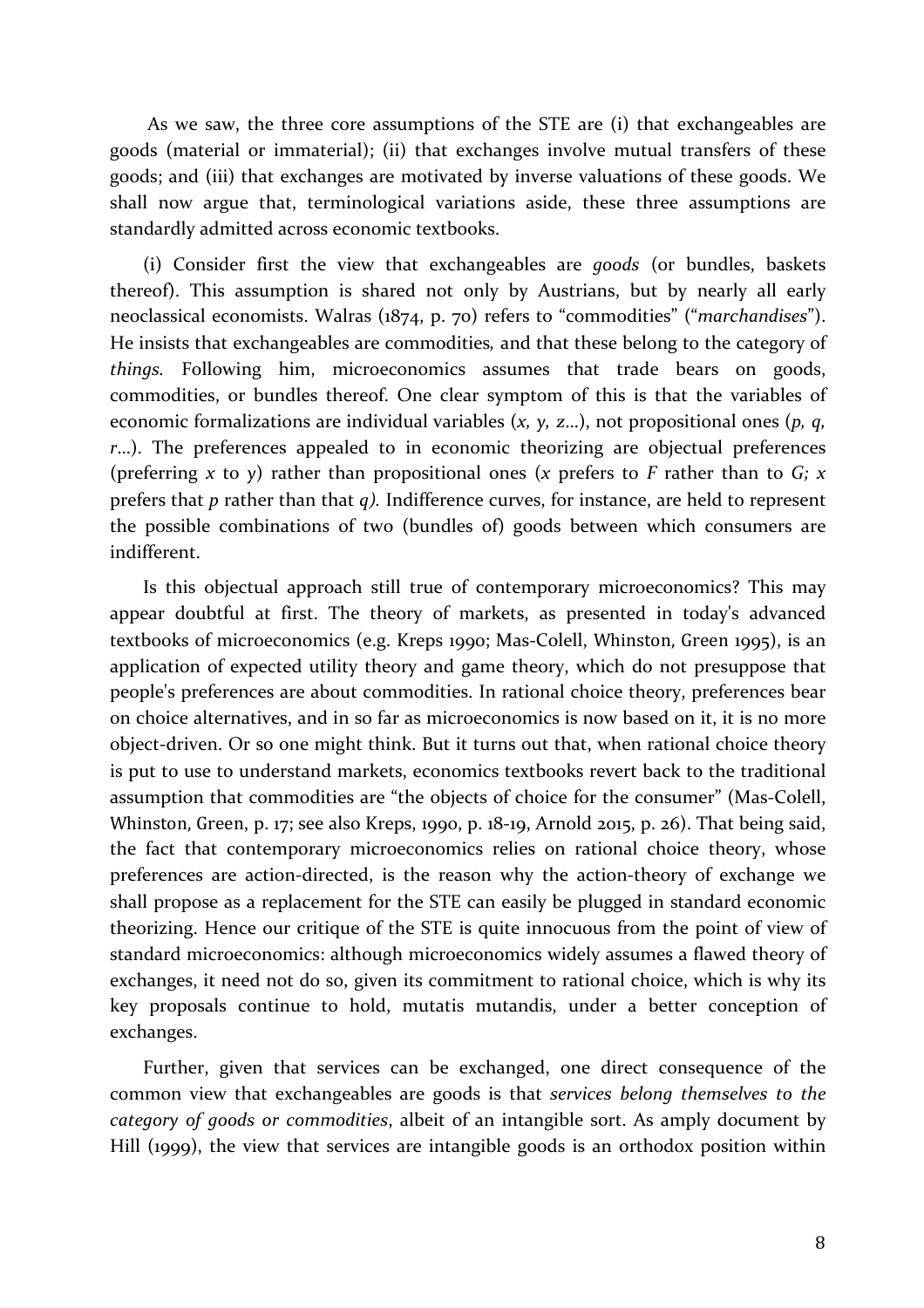As we saw, the three core assumptions of the STE are (i) that exchangeables are goods (material or immaterial); (ii) that exchanges involve mutual transfers of these goods; and (iii) that exchanges are motivated by inverse valuations of these goods. We shall now argue that, terminological variations aside, these three assumptions are standardly admitted across economic textbooks.

(i) Consider first the view that exchangeables are *goods* (or bundles, baskets thereof). This assumption is shared not only by Austrians, but by nearly all early neoclassical economists. Walras (1874, p. 70) refers to "commodities" ("*marchandises*"). He insists that exchangeables are commodities, and that these belong to the category of *things*. Following him, microeconomics assumes that trade bears on goods, commodities, or bundles thereof. One clear symptom of this is that the variables of economic formalizations are individual variables (*x, y, z*...), not propositional ones (*p, q, r*...). The preferences appealed to in economic theorizing are objectual preferences (preferring *x* to *y*) rather than propositional ones (*x* prefers to *F* rather than to *G; x* prefers that *p* rather than that *q).* Indifference curves, for instance, are held to represent the possible combinations of two (bundles of) goods between which consumers are indifferent.

Is this objectual approach still true of contemporary microeconomics? This may appear doubtful at first. The theory of markets, as presented in today's advanced textbooks of microeconomics (e.g. Kreps 1990; Mas-Colell, Whinston, Green 1995), is an application of expected utility theory and game theory, which do not presuppose that people's preferences are about commodities. In rational choice theory, preferences bear on choice alternatives, and in so far as microeconomics is now based on it, it is no more object-driven. Or so one might think. But it turns out that, when rational choice theory is put to use to understand markets, economics textbooks revert back to the traditional assumption that commodities are "the objects of choice for the consumer" (Mas-Colell, Whinston, Green, p. 17; see also Kreps, 1990, p. 18-19, Arnold 2015, p. 26). That being said, the fact that contemporary microeconomics relies on rational choice theory, whose preferences are action-directed, is the reason why the action-theory of exchange we shall propose as a replacement for the STE can easily be plugged in standard economic theorizing. Hence our critique of the STE is quite innocuous from the point of view of standard microeconomics: although microeconomics widely assumes a flawed theory of exchanges, it need not do so, given its commitment to rational choice, which is why its key proposals continue to hold, mutatis mutandis, under a better conception of exchanges.

Further, given that services can be exchanged, one direct consequence of the common view that exchangeables are goods is that *services belong themselves to the category of goods or commodities*, albeit of an intangible sort. As amply document by Hill (1999), the view that services are intangible goods is an orthodox position within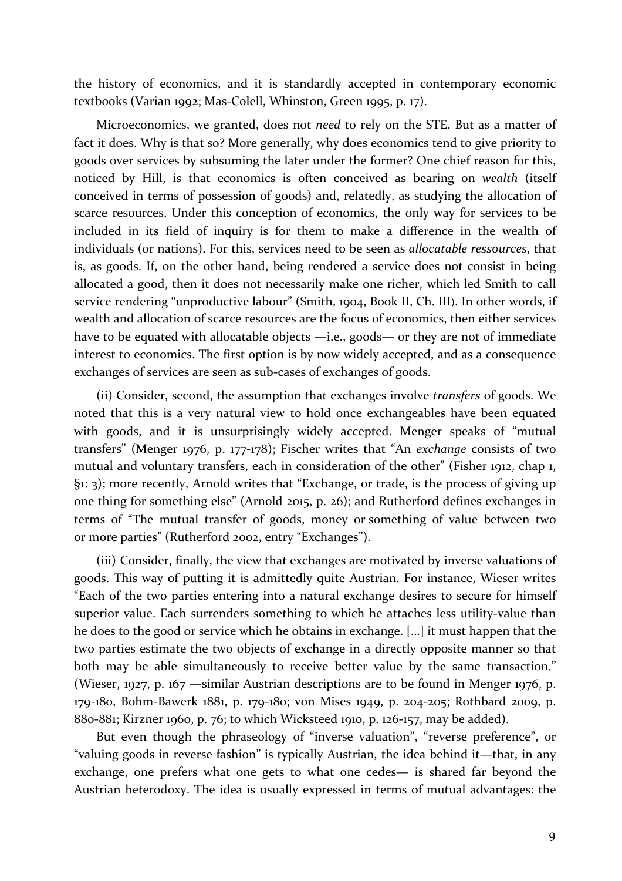the history of economics, and it is standardly accepted in contemporary economic textbooks (Varian 1992; Mas-Colell, Whinston, Green 1995, p. 17).

Microeconomics, we granted, does not *need* to rely on the STE. But as a matter of fact it does. Why is that so? More generally, why does economics tend to give priority to goods over services by subsuming the later under the former? One chief reason for this, noticed by Hill, is that economics is often conceived as bearing on *wealth* (itself conceived in terms of possession of goods) and, relatedly, as studying the allocation of scarce resources. Under this conception of economics, the only way for services to be included in its field of inquiry is for them to make a difference in the wealth of individuals (or nations). For this, services need to be seen as *allocatable ressources*, that is, as goods. If, on the other hand, being rendered a service does not consist in being allocated a good, then it does not necessarily make one richer, which led Smith to call service rendering "unproductive labour" (Smith, 1904, Book II, Ch. III). In other words, if wealth and allocation of scarce resources are the focus of economics, then either services have to be equated with allocatable objects —i.e., goods— or they are not of immediate interest to economics. The first option is by now widely accepted, and as a consequence exchanges of services are seen as sub-cases of exchanges of goods.

(ii) Consider, second, the assumption that exchanges involve *transfers* of goods. We noted that this is a very natural view to hold once exchangeables have been equated with goods, and it is unsurprisingly widely accepted. Menger speaks of "mutual transfers" (Menger 1976, p. 177-178); Fischer writes that "An *exchange* consists of two mutual and voluntary transfers, each in consideration of the other" (Fisher 1912, chap 1, §1: 3); more recently, Arnold writes that "Exchange, or trade, is the process of giving up one thing for something else" (Arnold 2015, p. 26); and Rutherford defines exchanges in terms of "The mutual transfer of goods, money or something of value between two or more parties" (Rutherford 2002, entry "Exchanges").

(iii) Consider, finally, the view that exchanges are motivated by inverse valuations of goods. This way of putting it is admittedly quite Austrian. For instance, Wieser writes "Each of the two parties entering into a natural exchange desires to secure for himself superior value. Each surrenders something to which he attaches less utility-value than he does to the good or service which he obtains in exchange. [...] it must happen that the two parties estimate the two objects of exchange in a directly opposite manner so that both may be able simultaneously to receive better value by the same transaction." (Wieser, 1927, p. 167 —similar Austrian descriptions are to be found in Menger 1976, p. 179-180, Bohm-Bawerk 1881, p. 179-180; von Mises 1949, p. 204-205; Rothbard 2009, p. 880-881; Kirzner 1960, p. 76; to which Wicksteed 1910, p. 126-157, may be added).

But even though the phraseology of "inverse valuation", "reverse preference", or "valuing goods in reverse fashion" is typically Austrian, the idea behind it—that, in any exchange, one prefers what one gets to what one cedes— is shared far beyond the Austrian heterodoxy. The idea is usually expressed in terms of mutual advantages: the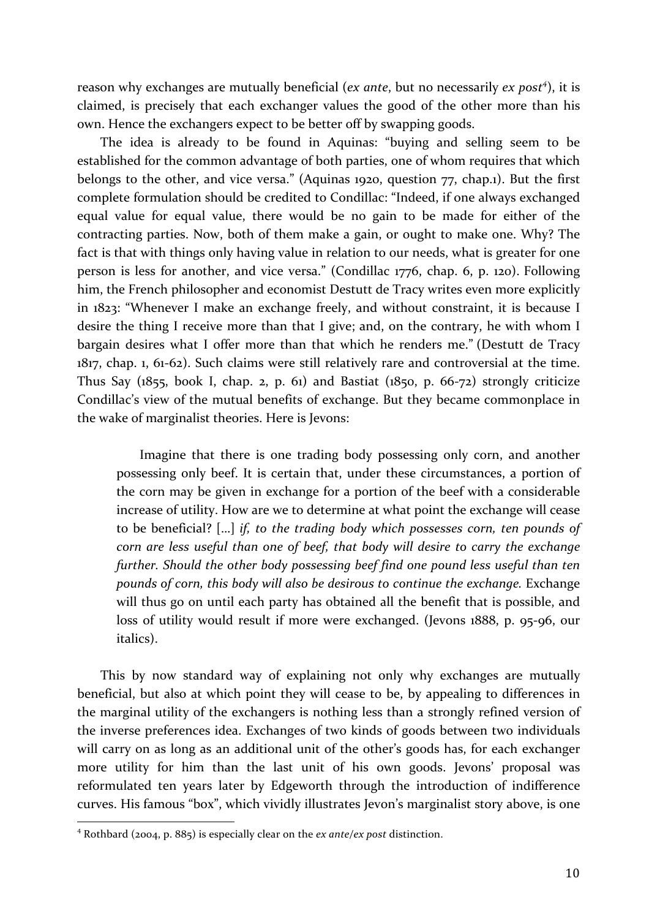reason why exchanges are mutually beneficial (*ex ante*, but no necessarily *ex post*[4]), it is claimed, is precisely that each exchanger values the good of the other more than his own. Hence the exchangers expect to be better off by swapping goods.

The idea is already to be found in Aquinas: "buying and selling seem to be established for the common advantage of both parties, one of whom requires that which belongs to the other, and vice versa." (Aquinas 1920, question 77, chap.1). But the first complete formulation should be credited to Condillac: "Indeed, if one always exchanged equal value for equal value, there would be no gain to be made for either of the contracting parties. Now, both of them make a gain, or ought to make one. Why? The fact is that with things only having value in relation to our needs, what is greater for one person is less for another, and vice versa." (Condillac 1776, chap. 6, p. 120). Following him, the French philosopher and economist Destutt de Tracy writes even more explicitly in 1823: "Whenever I make an exchange freely, and without constraint, it is because I desire the thing I receive more than that I give; and, on the contrary, he with whom I bargain desires what I offer more than that which he renders me." (Destutt de Tracy 1817, chap. 1, 61-62). Such claims were still relatively rare and controversial at the time. Thus Say (1855, book I, chap. 2, p. 61) and Bastiat (1850, p. 66-72) strongly criticize Condillac's view of the mutual benefits of exchange. But they became commonplace in the wake of marginalist theories. Here is Jevons:

> Imagine that there is one trading body possessing only corn, and another possessing only beef. It is certain that, under these circumstances, a portion of the corn may be given in exchange for a portion of the beef with a considerable increase of utility. How are we to determine at what point the exchange will cease to be beneficial? [...] *if, to the trading body which possesses corn, ten pounds of corn are less useful than one of beef, that body will desire to carry the exchange further. Should the other body possessing beef find one pound less useful than ten pounds of corn, this body will also be desirous to continue the exchange.* Exchange will thus go on until each party has obtained all the benefit that is possible, and loss of utility would result if more were exchanged. (Jevons 1888, p. 95-96, our italics).

This by now standard way of explaining not only why exchanges are mutually beneficial, but also at which point they will cease to be, by appealing to differences in the marginal utility of the exchangers is nothing less than a strongly refined version of the inverse preferences idea. Exchanges of two kinds of goods between two individuals will carry on as long as an additional unit of the other's goods has, for each exchanger more utility for him than the last unit of his own goods. Jevons' proposal was reformulated ten years later by Edgeworth through the introduction of indifference curves. His famous "box", which vividly illustrates Jevon's marginalist story above, is one

[4] Rothbard (2004, p. 885) is especially clear on the *ex ante*/*ex post* distinction.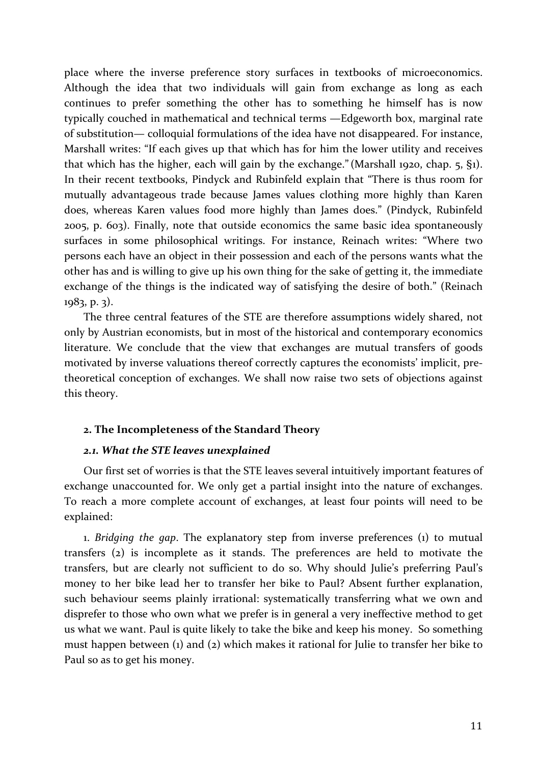place where the inverse preference story surfaces in textbooks of microeconomics. Although the idea that two individuals will gain from exchange as long as each continues to prefer something the other has to something he himself has is now typically couched in mathematical and technical terms —Edgeworth box, marginal rate of substitution— colloquial formulations of the idea have not disappeared. For instance, Marshall writes: "If each gives up that which has for him the lower utility and receives that which has the higher, each will gain by the exchange." (Marshall 1920, chap. 5, §1). In their recent textbooks, Pindyck and Rubinfeld explain that "There is thus room for mutually advantageous trade because James values clothing more highly than Karen does, whereas Karen values food more highly than James does." (Pindyck, Rubinfeld 2005, p. 603). Finally, note that outside economics the same basic idea spontaneously surfaces in some philosophical writings. For instance, Reinach writes: "Where two persons each have an object in their possession and each of the persons wants what the other has and is willing to give up his own thing for the sake of getting it, the immediate exchange of the things is the indicated way of satisfying the desire of both." (Reinach 1983, p. 3).

The three central features of the STE are therefore assumptions widely shared, not only by Austrian economists, but in most of the historical and contemporary economics literature. We conclude that the view that exchanges are mutual transfers of goods motivated by inverse valuations thereof correctly captures the economists' implicit, pre-theoretical conception of exchanges. We shall now raise two sets of objections against this theory.

## 2. The Incompleteness of the Standard Theory

### *2.1. What the STE leaves unexplained*

Our first set of worries is that the STE leaves several intuitively important features of exchange unaccounted for. We only get a partial insight into the nature of exchanges. To reach a more complete account of exchanges, at least four points will need to be explained:

1. *Bridging the gap*. The explanatory step from inverse preferences (1) to mutual transfers (2) is incomplete as it stands. The preferences are held to motivate the transfers, but are clearly not sufficient to do so. Why should Julie's preferring Paul's money to her bike lead her to transfer her bike to Paul? Absent further explanation, such behaviour seems plainly irrational: systematically transferring what we own and disprefer to those who own what we prefer is in general a very ineffective method to get us what we want. Paul is quite likely to take the bike and keep his money. So something must happen between (1) and (2) which makes it rational for Julie to transfer her bike to Paul so as to get his money.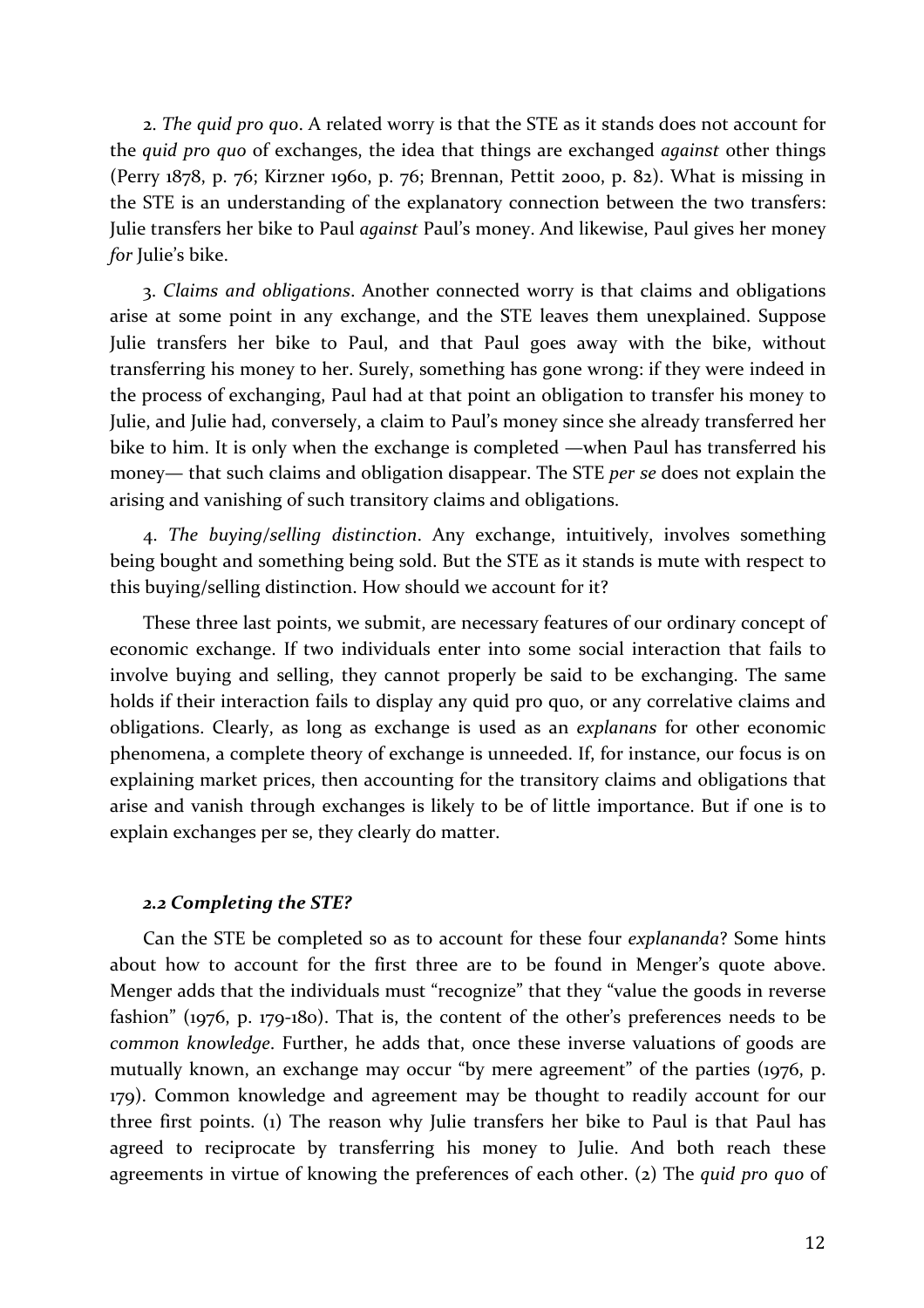2. *The quid pro quo*. A related worry is that the STE as it stands does not account for the *quid pro quo* of exchanges, the idea that things are exchanged *against* other things (Perry 1878, p. 76; Kirzner 1960, p. 76; Brennan, Pettit 2000, p. 82). What is missing in the STE is an understanding of the explanatory connection between the two transfers: Julie transfers her bike to Paul *against* Paul's money. And likewise, Paul gives her money *for* Julie's bike.

3. *Claims and obligations*. Another connected worry is that claims and obligations arise at some point in any exchange, and the STE leaves them unexplained. Suppose Julie transfers her bike to Paul, and that Paul goes away with the bike, without transferring his money to her. Surely, something has gone wrong: if they were indeed in the process of exchanging, Paul had at that point an obligation to transfer his money to Julie, and Julie had, conversely, a claim to Paul's money since she already transferred her bike to him. It is only when the exchange is completed —when Paul has transferred his money— that such claims and obligation disappear. The STE *per se* does not explain the arising and vanishing of such transitory claims and obligations.

4. *The buying/selling distinction*. Any exchange, intuitively, involves something being bought and something being sold. But the STE as it stands is mute with respect to this buying/selling distinction. How should we account for it?

These three last points, we submit, are necessary features of our ordinary concept of economic exchange. If two individuals enter into some social interaction that fails to involve buying and selling, they cannot properly be said to be exchanging. The same holds if their interaction fails to display any quid pro quo, or any correlative claims and obligations. Clearly, as long as exchange is used as an *explanans* for other economic phenomena, a complete theory of exchange is unneeded. If, for instance, our focus is on explaining market prices, then accounting for the transitory claims and obligations that arise and vanish through exchanges is likely to be of little importance. But if one is to explain exchanges per se, they clearly do matter.

### *2.2 Completing the STE?*

Can the STE be completed so as to account for these four *explananda*? Some hints about how to account for the first three are to be found in Menger's quote above. Menger adds that the individuals must "recognize" that they "value the goods in reverse fashion" (1976, p. 179-180). That is, the content of the other's preferences needs to be *common knowledge*. Further, he adds that, once these inverse valuations of goods are mutually known, an exchange may occur "by mere agreement" of the parties (1976, p. 179). Common knowledge and agreement may be thought to readily account for our three first points. (1) The reason why Julie transfers her bike to Paul is that Paul has agreed to reciprocate by transferring his money to Julie. And both reach these agreements in virtue of knowing the preferences of each other. (2) The *quid pro quo* of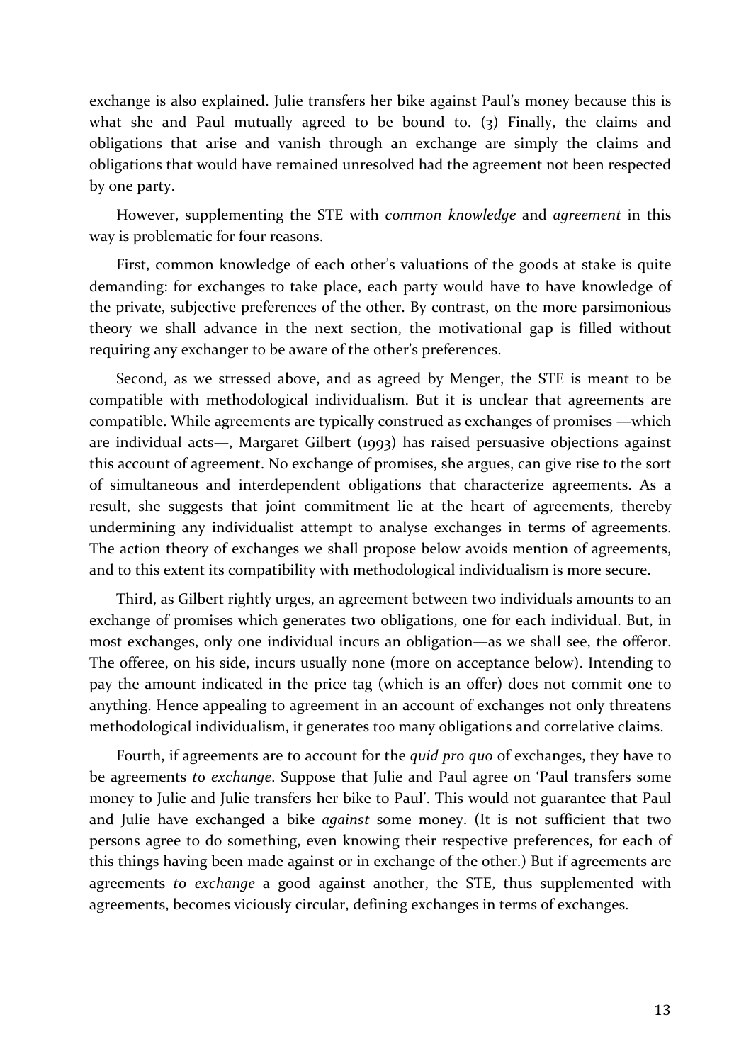exchange is also explained. Julie transfers her bike against Paul's money because this is what she and Paul mutually agreed to be bound to. (3) Finally, the claims and obligations that arise and vanish through an exchange are simply the claims and obligations that would have remained unresolved had the agreement not been respected by one party.

However, supplementing the STE with *common knowledge* and *agreement* in this way is problematic for four reasons.

First, common knowledge of each other's valuations of the goods at stake is quite demanding: for exchanges to take place, each party would have to have knowledge of the private, subjective preferences of the other. By contrast, on the more parsimonious theory we shall advance in the next section, the motivational gap is filled without requiring any exchanger to be aware of the other's preferences.

Second, as we stressed above, and as agreed by Menger, the STE is meant to be compatible with methodological individualism. But it is unclear that agreements are compatible. While agreements are typically construed as exchanges of promises —which are individual acts—, Margaret Gilbert (1993) has raised persuasive objections against this account of agreement. No exchange of promises, she argues, can give rise to the sort of simultaneous and interdependent obligations that characterize agreements. As a result, she suggests that joint commitment lie at the heart of agreements, thereby undermining any individualist attempt to analyse exchanges in terms of agreements. The action theory of exchanges we shall propose below avoids mention of agreements, and to this extent its compatibility with methodological individualism is more secure.

Third, as Gilbert rightly urges, an agreement between two individuals amounts to an exchange of promises which generates two obligations, one for each individual. But, in most exchanges, only one individual incurs an obligation—as we shall see, the offeror. The offeree, on his side, incurs usually none (more on acceptance below). Intending to pay the amount indicated in the price tag (which is an offer) does not commit one to anything. Hence appealing to agreement in an account of exchanges not only threatens methodological individualism, it generates too many obligations and correlative claims.

Fourth, if agreements are to account for the *quid pro quo* of exchanges, they have to be agreements *to exchange*. Suppose that Julie and Paul agree on 'Paul transfers some money to Julie and Julie transfers her bike to Paul'. This would not guarantee that Paul and Julie have exchanged a bike *against* some money. (It is not sufficient that two persons agree to do something, even knowing their respective preferences, for each of this things having been made against or in exchange of the other.) But if agreements are agreements *to exchange* a good against another, the STE, thus supplemented with agreements, becomes viciously circular, defining exchanges in terms of exchanges.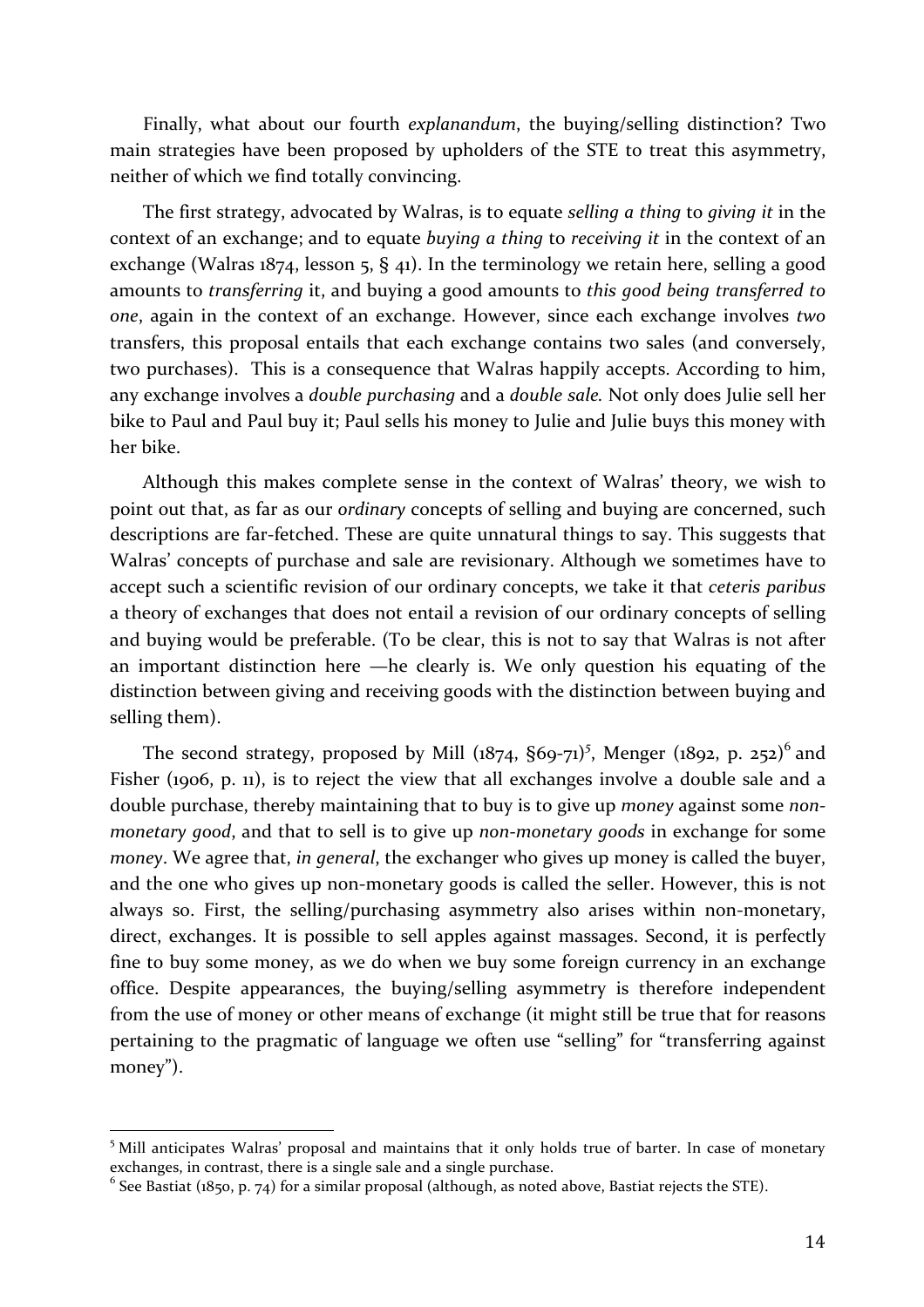Finally, what about our fourth *explanandum*, the buying/selling distinction? Two main strategies have been proposed by upholders of the STE to treat this asymmetry, neither of which we find totally convincing.

The first strategy, advocated by Walras, is to equate *selling a thing* to *giving it* in the context of an exchange; and to equate *buying a thing* to *receiving it* in the context of an exchange (Walras 1874, lesson 5, § 41). In the terminology we retain here, selling a good amounts to *transferring* it, and buying a good amounts to *this good being transferred to one*, again in the context of an exchange. However, since each exchange involves *two* transfers, this proposal entails that each exchange contains two sales (and conversely, two purchases). This is a consequence that Walras happily accepts. According to him, any exchange involves a *double purchasing* and a *double sale.* Not only does Julie sell her bike to Paul and Paul buy it; Paul sells his money to Julie and Julie buys this money with her bike.

Although this makes complete sense in the context of Walras' theory, we wish to point out that, as far as our *ordinary* concepts of selling and buying are concerned, such descriptions are far-fetched. These are quite unnatural things to say. This suggests that Walras' concepts of purchase and sale are revisionary. Although we sometimes have to accept such a scientific revision of our ordinary concepts, we take it that *ceteris paribus* a theory of exchanges that does not entail a revision of our ordinary concepts of selling and buying would be preferable. (To be clear, this is not to say that Walras is not after an important distinction here —he clearly is. We only question his equating of the distinction between giving and receiving goods with the distinction between buying and selling them).

The second strategy, proposed by Mill (1874, §69-71)[5], Menger (1892, p. 252)[6] and Fisher (1906, p. 11), is to reject the view that all exchanges involve a double sale and a double purchase, thereby maintaining that to buy is to give up *money* against some *non-monetary good*, and that to sell is to give up *non-monetary goods* in exchange for some *money*. We agree that, *in general*, the exchanger who gives up money is called the buyer, and the one who gives up non-monetary goods is called the seller. However, this is not always so. First, the selling/purchasing asymmetry also arises within non-monetary, direct, exchanges. It is possible to sell apples against massages. Second, it is perfectly fine to buy some money, as we do when we buy some foreign currency in an exchange office. Despite appearances, the buying/selling asymmetry is therefore independent from the use of money or other means of exchange (it might still be true that for reasons pertaining to the pragmatic of language we often use "selling" for "transferring against money").

---

[5] Mill anticipates Walras' proposal and maintains that it only holds true of barter. In case of monetary exchanges, in contrast, there is a single sale and a single purchase.

[6] See Bastiat (1850, p. 74) for a similar proposal (although, as noted above, Bastiat rejects the STE).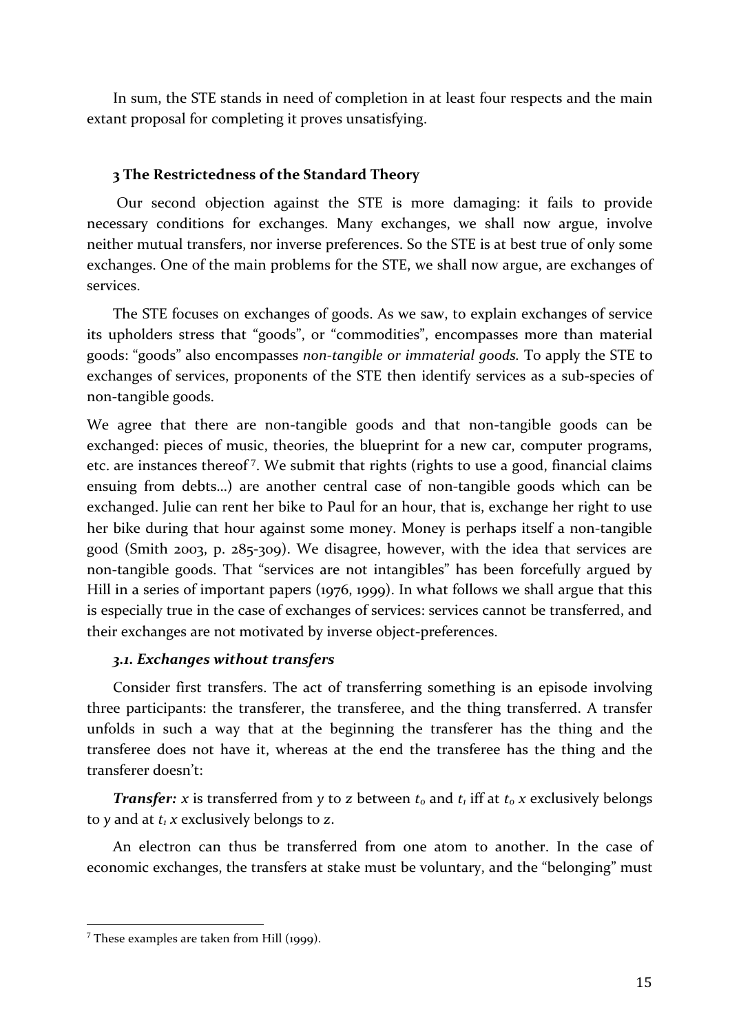In sum, the STE stands in need of completion in at least four respects and the main extant proposal for completing it proves unsatisfying.

### 3 The Restrictedness of the Standard Theory

Our second objection against the STE is more damaging: it fails to provide necessary conditions for exchanges. Many exchanges, we shall now argue, involve neither mutual transfers, nor inverse preferences. So the STE is at best true of only some exchanges. One of the main problems for the STE, we shall now argue, are exchanges of services.

The STE focuses on exchanges of goods. As we saw, to explain exchanges of service its upholders stress that "goods", or "commodities", encompasses more than material goods: "goods" also encompasses *non-tangible or immaterial goods.* To apply the STE to exchanges of services, proponents of the STE then identify services as a sub-species of non-tangible goods.

We agree that there are non-tangible goods and that non-tangible goods can be exchanged: pieces of music, theories, the blueprint for a new car, computer programs, etc. are instances thereof [7]. We submit that rights (rights to use a good, financial claims ensuing from debts…) are another central case of non-tangible goods which can be exchanged. Julie can rent her bike to Paul for an hour, that is, exchange her right to use her bike during that hour against some money. Money is perhaps itself a non-tangible good (Smith 2003, p. 285-309). We disagree, however, with the idea that services are non-tangible goods. That "services are not intangibles" has been forcefully argued by Hill in a series of important papers (1976, 1999). In what follows we shall argue that this is especially true in the case of exchanges of services: services cannot be transferred, and their exchanges are not motivated by inverse object-preferences.

#### *3.1. Exchanges without transfers*

Consider first transfers. The act of transferring something is an episode involving three participants: the transferer, the transferee, and the thing transferred. A transfer unfolds in such a way that at the beginning the transferer has the thing and the transferee does not have it, whereas at the end the transferee has the thing and the transferer doesn't:

***Transfer:*** $x$ is transferred from $y$ to $z$ between $t_0$ and $t_1$ iff at $t_0$ $x$ exclusively belongs to $y$ and at $t_1$ $x$ exclusively belongs to $z$.

An electron can thus be transferred from one atom to another. In the case of economic exchanges, the transfers at stake must be voluntary, and the "belonging" must

[7] These examples are taken from Hill (1999).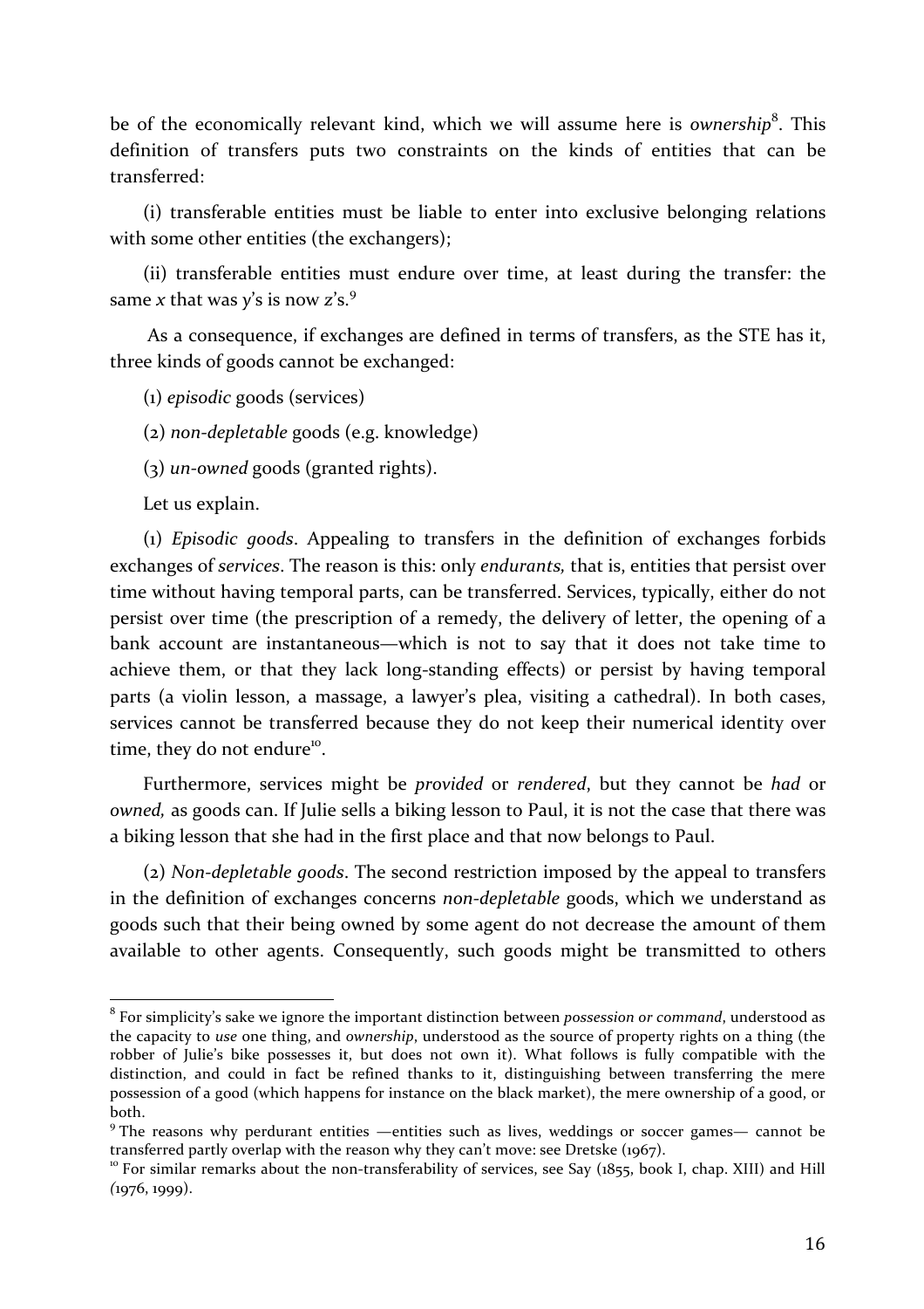be of the economically relevant kind, which we will assume here is *ownership*[8]. This definition of transfers puts two constraints on the kinds of entities that can be transferred:

(i) transferable entities must be liable to enter into exclusive belonging relations with some other entities (the exchangers);

(ii) transferable entities must endure over time, at least during the transfer: the same *x* that was *y*'s is now *z*'s.[9]

As a consequence, if exchanges are defined in terms of transfers, as the STE has it, three kinds of goods cannot be exchanged:

(1) *episodic* goods (services)

(2) *non-depletable* goods (e.g. knowledge)

(3) *un-owned* goods (granted rights).

Let us explain.

(1) *Episodic goods*. Appealing to transfers in the definition of exchanges forbids exchanges of *services*. The reason is this: only *endurants,* that is, entities that persist over time without having temporal parts, can be transferred. Services, typically, either do not persist over time (the prescription of a remedy, the delivery of letter, the opening of a bank account are instantaneous—which is not to say that it does not take time to achieve them, or that they lack long-standing effects) or persist by having temporal parts (a violin lesson, a massage, a lawyer's plea, visiting a cathedral). In both cases, services cannot be transferred because they do not keep their numerical identity over time, they do not endure[10].

Furthermore, services might be *provided* or *rendered*, but they cannot be *had* or *owned,* as goods can. If Julie sells a biking lesson to Paul, it is not the case that there was a biking lesson that she had in the first place and that now belongs to Paul.

(2) *Non-depletable goods*. The second restriction imposed by the appeal to transfers in the definition of exchanges concerns *non-depletable* goods, which we understand as goods such that their being owned by some agent do not decrease the amount of them available to other agents. Consequently, such goods might be transmitted to others

---

[8] For simplicity's sake we ignore the important distinction between *possession or command*, understood as the capacity to *use* one thing, and *ownership*, understood as the source of property rights on a thing (the robber of Julie's bike possesses it, but does not own it). What follows is fully compatible with the distinction, and could in fact be refined thanks to it, distinguishing between transferring the mere possession of a good (which happens for instance on the black market), the mere ownership of a good, or both.

[9] The reasons why perdurant entities —entities such as lives, weddings or soccer games— cannot be transferred partly overlap with the reason why they can't move: see Dretske (1967).

[10] For similar remarks about the non-transferability of services, see Say (1855, book I, chap. XIII) and Hill (1976, 1999).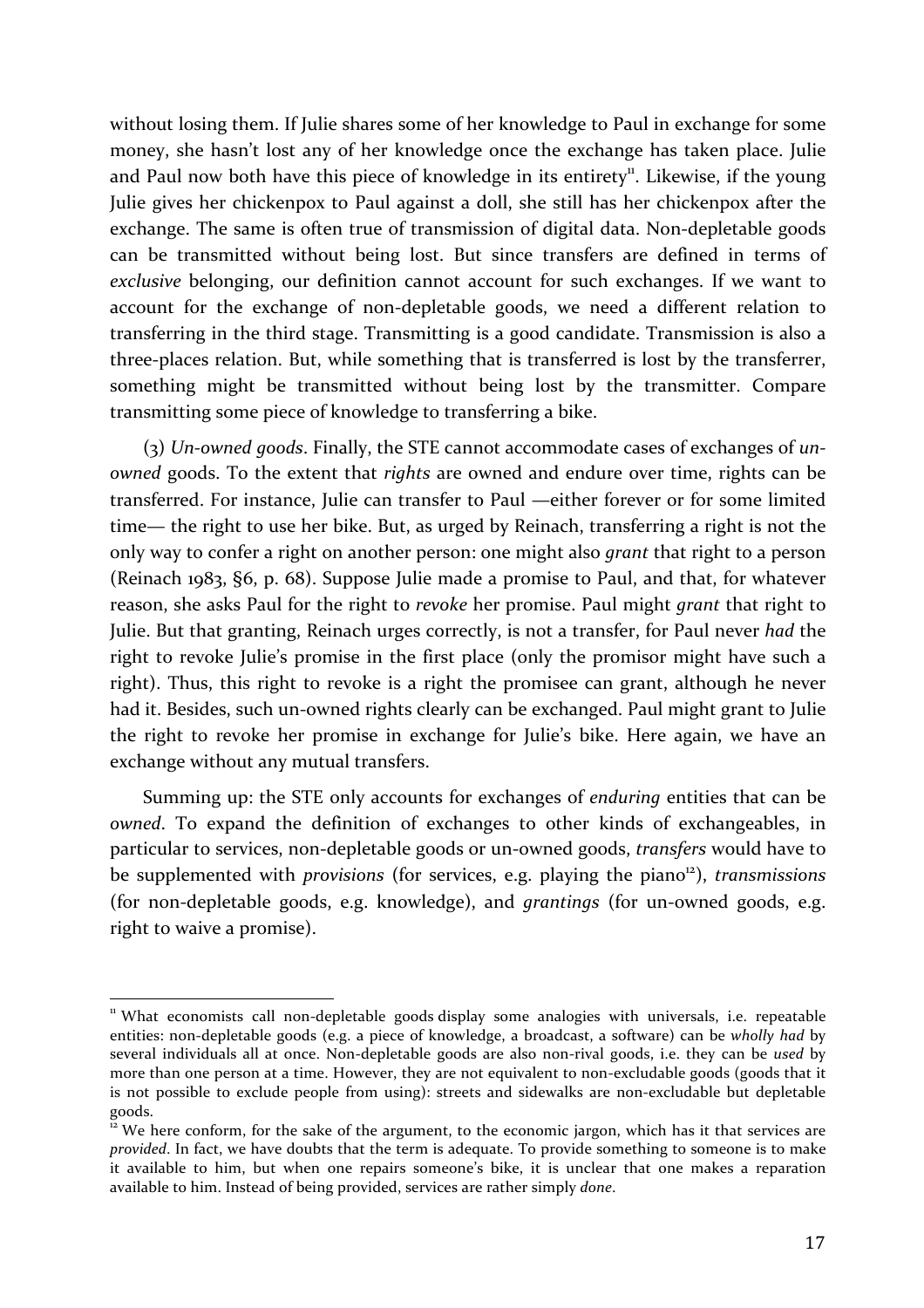without losing them. If Julie shares some of her knowledge to Paul in exchange for some money, she hasn't lost any of her knowledge once the exchange has taken place. Julie and Paul now both have this piece of knowledge in its entirety[11]. Likewise, if the young Julie gives her chickenpox to Paul against a doll, she still has her chickenpox after the exchange. The same is often true of transmission of digital data. Non-depletable goods can be transmitted without being lost. But since transfers are defined in terms of *exclusive* belonging, our definition cannot account for such exchanges. If we want to account for the exchange of non-depletable goods, we need a different relation to transferring in the third stage. Transmitting is a good candidate. Transmission is also a three-places relation. But, while something that is transferred is lost by the transferrer, something might be transmitted without being lost by the transmitter. Compare transmitting some piece of knowledge to transferring a bike.

(3) *Un-owned goods*. Finally, the STE cannot accommodate cases of exchanges of *un-owned* goods. To the extent that *rights* are owned and endure over time, rights can be transferred. For instance, Julie can transfer to Paul —either forever or for some limited time— the right to use her bike. But, as urged by Reinach, transferring a right is not the only way to confer a right on another person: one might also *grant* that right to a person (Reinach 1983, §6, p. 68). Suppose Julie made a promise to Paul, and that, for whatever reason, she asks Paul for the right to *revoke* her promise. Paul might *grant* that right to Julie. But that granting, Reinach urges correctly, is not a transfer, for Paul never *had* the right to revoke Julie's promise in the first place (only the promisor might have such a right). Thus, this right to revoke is a right the promisee can grant, although he never had it. Besides, such un-owned rights clearly can be exchanged. Paul might grant to Julie the right to revoke her promise in exchange for Julie's bike. Here again, we have an exchange without any mutual transfers.

Summing up: the STE only accounts for exchanges of *enduring* entities that can be *owned*. To expand the definition of exchanges to other kinds of exchangeables, in particular to services, non-depletable goods or un-owned goods, *transfers* would have to be supplemented with *provisions* (for services, e.g. playing the piano[12]), *transmissions* (for non-depletable goods, e.g. knowledge), and *grantings* (for un-owned goods, e.g. right to waive a promise).

---

[11] What economists call non-depletable goods display some analogies with universals, i.e. repeatable entities: non-depletable goods (e.g. a piece of knowledge, a broadcast, a software) can be *wholly had* by several individuals all at once. Non-depletable goods are also non-rival goods, i.e. they can be *used* by more than one person at a time. However, they are not equivalent to non-excludable goods (goods that it is not possible to exclude people from using): streets and sidewalks are non-excludable but depletable goods.

[12] We here conform, for the sake of the argument, to the economic jargon, which has it that services are *provided*. In fact, we have doubts that the term is adequate. To provide something to someone is to make it available to him, but when one repairs someone's bike, it is unclear that one makes a reparation available to him. Instead of being provided, services are rather simply *done*.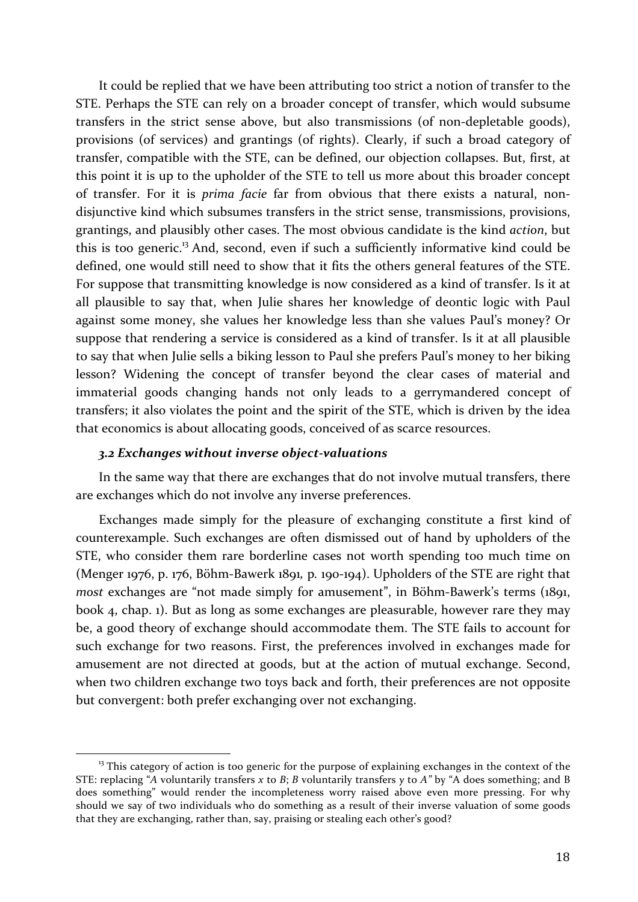It could be replied that we have been attributing too strict a notion of transfer to the STE. Perhaps the STE can rely on a broader concept of transfer, which would subsume transfers in the strict sense above, but also transmissions (of non-depletable goods), provisions (of services) and grantings (of rights). Clearly, if such a broad category of transfer, compatible with the STE, can be defined, our objection collapses. But, first, at this point it is up to the upholder of the STE to tell us more about this broader concept of transfer. For it is *prima facie* far from obvious that there exists a natural, non-disjunctive kind which subsumes transfers in the strict sense, transmissions, provisions, grantings, and plausibly other cases. The most obvious candidate is the kind *action*, but this is too generic.[13] And, second, even if such a sufficiently informative kind could be defined, one would still need to show that it fits the others general features of the STE. For suppose that transmitting knowledge is now considered as a kind of transfer. Is it at all plausible to say that, when Julie shares her knowledge of deontic logic with Paul against some money, she values her knowledge less than she values Paul's money? Or suppose that rendering a service is considered as a kind of transfer. Is it at all plausible to say that when Julie sells a biking lesson to Paul she prefers Paul's money to her biking lesson? Widening the concept of transfer beyond the clear cases of material and immaterial goods changing hands not only leads to a gerrymandered concept of transfers; it also violates the point and the spirit of the STE, which is driven by the idea that economics is about allocating goods, conceived of as scarce resources.

### *3.2 Exchanges without inverse object-valuations*

In the same way that there are exchanges that do not involve mutual transfers, there are exchanges which do not involve any inverse preferences.

Exchanges made simply for the pleasure of exchanging constitute a first kind of counterexample. Such exchanges are often dismissed out of hand by upholders of the STE, who consider them rare borderline cases not worth spending too much time on (Menger 1976, p. 176, Böhm-Bawerk 1891*,* p. 190-194). Upholders of the STE are right that *most* exchanges are "not made simply for amusement", in Böhm-Bawerk's terms (1891, book 4, chap. 1). But as long as some exchanges are pleasurable, however rare they may be, a good theory of exchange should accommodate them. The STE fails to account for such exchange for two reasons. First, the preferences involved in exchanges made for amusement are not directed at goods, but at the action of mutual exchange. Second, when two children exchange two toys back and forth, their preferences are not opposite but convergent: both prefer exchanging over not exchanging.

[13] This category of action is too generic for the purpose of explaining exchanges in the context of the STE: replacing "*A* voluntarily transfers *x* to *B*; *B* voluntarily transfers *y* to *A"* by "A does something; and B does something" would render the incompleteness worry raised above even more pressing. For why should we say of two individuals who do something as a result of their inverse valuation of some goods that they are exchanging, rather than, say, praising or stealing each other's good?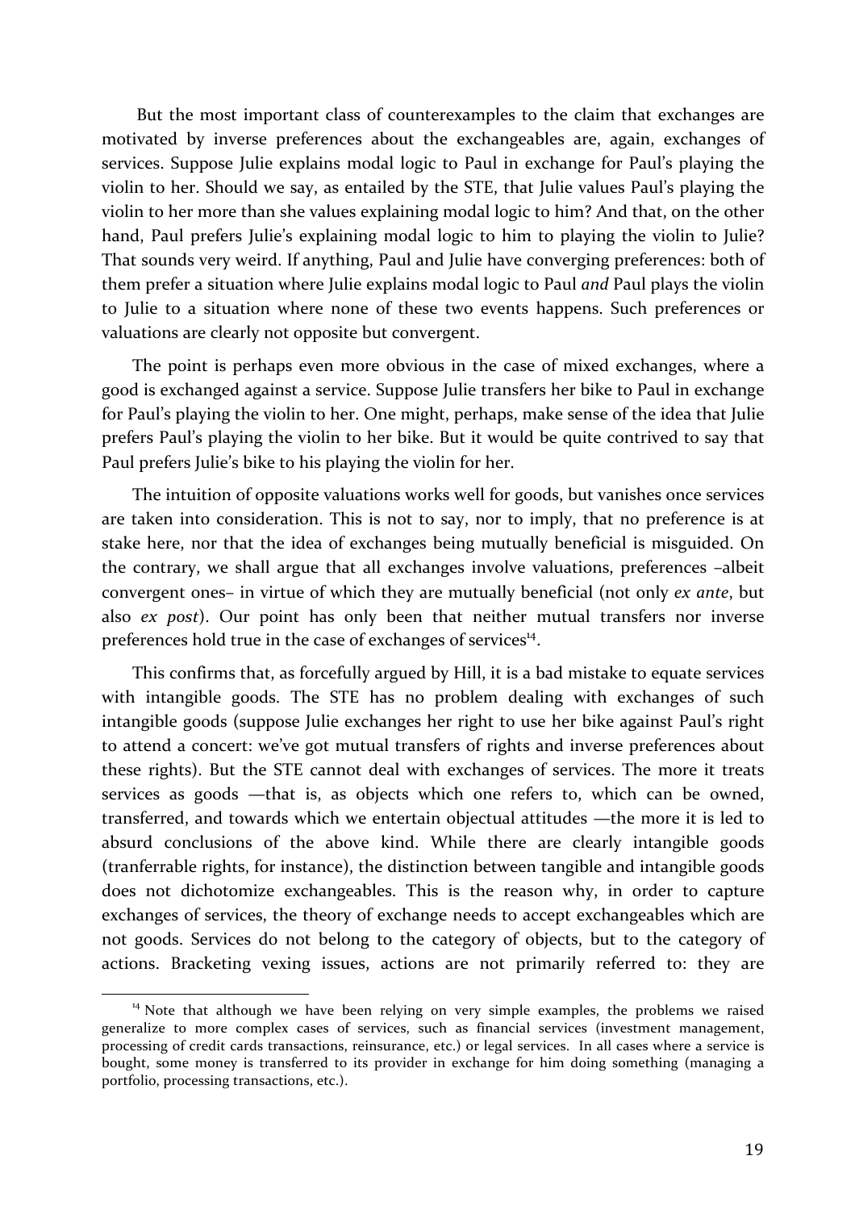But the most important class of counterexamples to the claim that exchanges are motivated by inverse preferences about the exchangeables are, again, exchanges of services. Suppose Julie explains modal logic to Paul in exchange for Paul's playing the violin to her. Should we say, as entailed by the STE, that Julie values Paul's playing the violin to her more than she values explaining modal logic to him? And that, on the other hand, Paul prefers Julie's explaining modal logic to him to playing the violin to Julie? That sounds very weird. If anything, Paul and Julie have converging preferences: both of them prefer a situation where Julie explains modal logic to Paul *and* Paul plays the violin to Julie to a situation where none of these two events happens. Such preferences or valuations are clearly not opposite but convergent.

The point is perhaps even more obvious in the case of mixed exchanges, where a good is exchanged against a service. Suppose Julie transfers her bike to Paul in exchange for Paul's playing the violin to her. One might, perhaps, make sense of the idea that Julie prefers Paul's playing the violin to her bike. But it would be quite contrived to say that Paul prefers Julie's bike to his playing the violin for her.

The intuition of opposite valuations works well for goods, but vanishes once services are taken into consideration. This is not to say, nor to imply, that no preference is at stake here, nor that the idea of exchanges being mutually beneficial is misguided. On the contrary, we shall argue that all exchanges involve valuations, preferences –albeit convergent ones– in virtue of which they are mutually beneficial (not only *ex ante*, but also *ex post*). Our point has only been that neither mutual transfers nor inverse preferences hold true in the case of exchanges of services[14].

This confirms that, as forcefully argued by Hill, it is a bad mistake to equate services with intangible goods. The STE has no problem dealing with exchanges of such intangible goods (suppose Julie exchanges her right to use her bike against Paul's right to attend a concert: we've got mutual transfers of rights and inverse preferences about these rights). But the STE cannot deal with exchanges of services. The more it treats services as goods —that is, as objects which one refers to, which can be owned, transferred, and towards which we entertain objectual attitudes —the more it is led to absurd conclusions of the above kind. While there are clearly intangible goods (tranferrable rights, for instance), the distinction between tangible and intangible goods does not dichotomize exchangeables. This is the reason why, in order to capture exchanges of services, the theory of exchange needs to accept exchangeables which are not goods. Services do not belong to the category of objects, but to the category of actions. Bracketing vexing issues, actions are not primarily referred to: they are

[14] Note that although we have been relying on very simple examples, the problems we raised generalize to more complex cases of services, such as financial services (investment management, processing of credit cards transactions, reinsurance, etc.) or legal services. In all cases where a service is bought, some money is transferred to its provider in exchange for him doing something (managing a portfolio, processing transactions, etc.).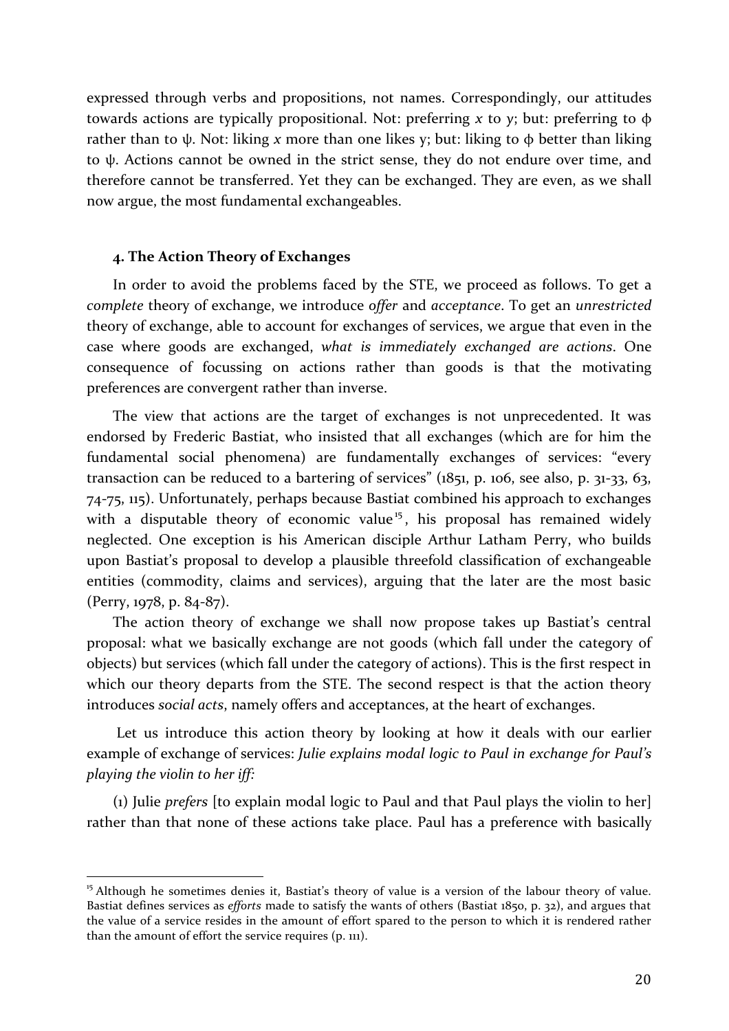expressed through verbs and propositions, not names. Correspondingly, our attitudes towards actions are typically propositional. Not: preferring *x* to *y*; but: preferring to $\phi$ rather than to $\psi$. Not: liking *x* more than one likes y; but: liking to $\phi$ better than liking to $\psi$. Actions cannot be owned in the strict sense, they do not endure over time, and therefore cannot be transferred. Yet they can be exchanged. They are even, as we shall now argue, the most fundamental exchangeables.

### 4. The Action Theory of Exchanges

In order to avoid the problems faced by the STE, we proceed as follows. To get a *complete* theory of exchange, we introduce *offer* and *acceptance*. To get an *unrestricted* theory of exchange, able to account for exchanges of services, we argue that even in the case where goods are exchanged, *what is immediately exchanged are actions*. One consequence of focussing on actions rather than goods is that the motivating preferences are convergent rather than inverse.

The view that actions are the target of exchanges is not unprecedented. It was endorsed by Frederic Bastiat, who insisted that all exchanges (which are for him the fundamental social phenomena) are fundamentally exchanges of services: "every transaction can be reduced to a bartering of services" (1851, p. 106, see also, p. 31-33, 63, 74-75, 115). Unfortunately, perhaps because Bastiat combined his approach to exchanges with a disputable theory of economic value[15], his proposal has remained widely neglected. One exception is his American disciple Arthur Latham Perry, who builds upon Bastiat's proposal to develop a plausible threefold classification of exchangeable entities (commodity, claims and services), arguing that the later are the most basic (Perry, 1978, p. 84-87).

The action theory of exchange we shall now propose takes up Bastiat's central proposal: what we basically exchange are not goods (which fall under the category of objects) but services (which fall under the category of actions). This is the first respect in which our theory departs from the STE. The second respect is that the action theory introduces *social acts*, namely offers and acceptances, at the heart of exchanges.

Let us introduce this action theory by looking at how it deals with our earlier example of exchange of services: *Julie explains modal logic to Paul in exchange for Paul's playing the violin to her iff:*

(1) Julie *prefers* [to explain modal logic to Paul and that Paul plays the violin to her] rather than that none of these actions take place. Paul has a preference with basically

---

[15] Although he sometimes denies it, Bastiat's theory of value is a version of the labour theory of value. Bastiat defines services as *efforts* made to satisfy the wants of others (Bastiat 1850, p. 32), and argues that the value of a service resides in the amount of effort spared to the person to which it is rendered rather than the amount of effort the service requires (p. 111).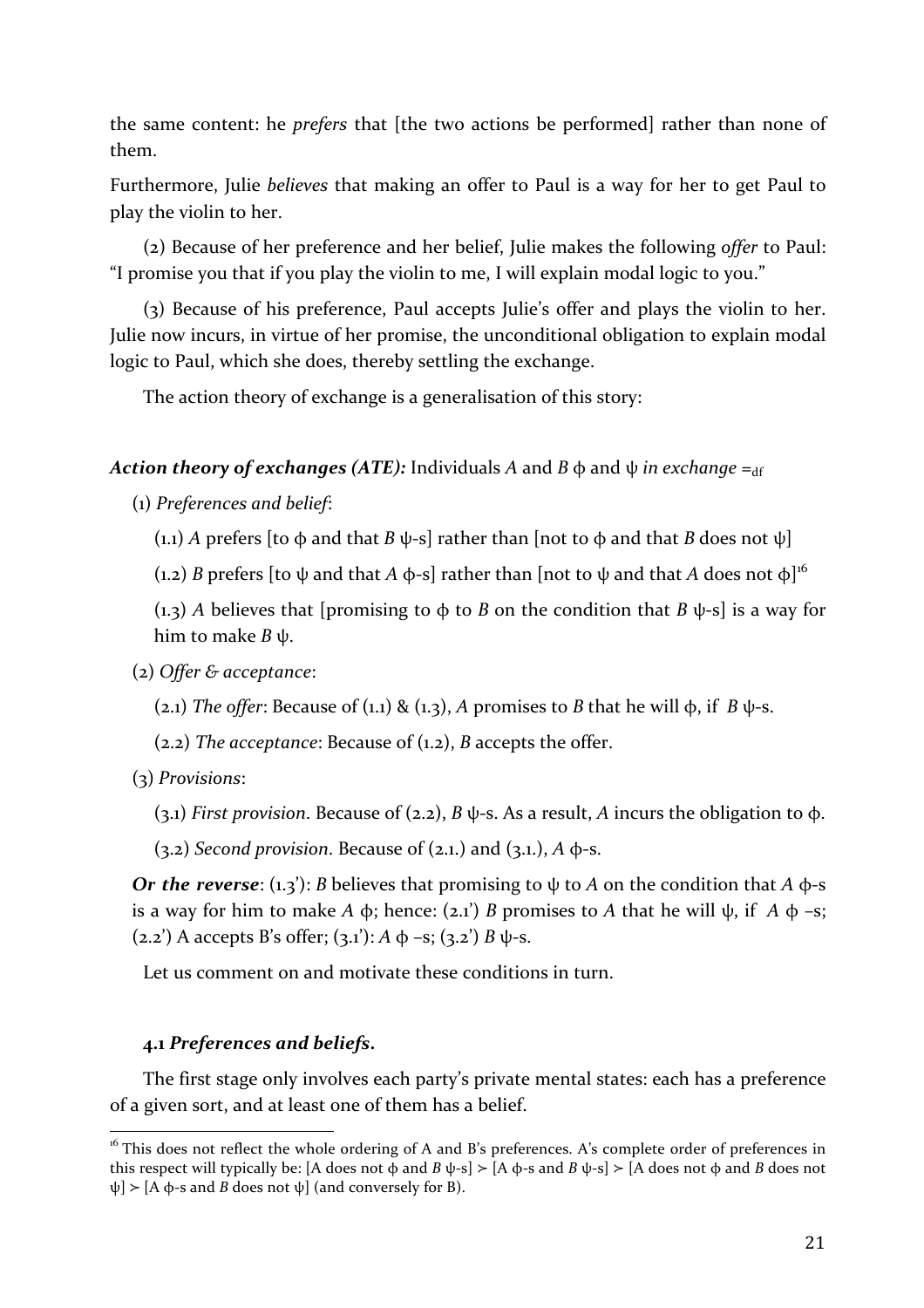the same content: he *prefers* that [the two actions be performed] rather than none of them.

Furthermore, Julie *believes* that making an offer to Paul is a way for her to get Paul to play the violin to her.

(2) Because of her preference and her belief, Julie makes the following *offer* to Paul: "I promise you that if you play the violin to me, I will explain modal logic to you."

(3) Because of his preference, Paul accepts Julie's offer and plays the violin to her. Julie now incurs, in virtue of her promise, the unconditional obligation to explain modal logic to Paul, which she does, thereby settling the exchange.

The action theory of exchange is a generalisation of this story:

***Action theory of exchanges (ATE):*** Individuals *A* and *B* $\phi$ and $\psi$ *in exchange* $=_{\mathrm{df}}$

(1) *Preferences and belief*:

(1.1) *A* prefers [to $\phi$ and that *B* $\psi$-s] rather than [not to $\phi$ and that *B* does not $\psi$]

(1.2) *B* prefers [to $\psi$ and that *A* $\phi$-s] rather than [not to $\psi$ and that *A* does not $\phi$][16]

(1.3) *A* believes that [promising to $\phi$ to *B* on the condition that *B* $\psi$-s] is a way for him to make *B* $\psi$.

(2) *Offer & acceptance*:

(2.1) *The offer*: Because of (1.1) & (1.3), *A* promises to *B* that he will $\phi$, if *B* $\psi$-s.

(2.2) *The acceptance*: Because of (1.2), *B* accepts the offer.

(3) *Provisions*:

(3.1) *First provision*. Because of (2.2), *B* $\psi$-s. As a result, *A* incurs the obligation to $\phi$.

(3.2) *Second provision*. Because of (2.1.) and (3.1.), *A* $\phi$-s.

***Or the reverse***: (1.3'): *B* believes that promising to $\psi$ to *A* on the condition that *A* $\phi$-s is a way for him to make *A* $\phi$; hence: (2.1') *B* promises to *A* that he will $\psi$, if *A* $\phi$ –s; (2.2') A accepts B's offer; (3.1'): *A* $\phi$ –s; (3.2') *B* $\psi$-s.

Let us comment on and motivate these conditions in turn.

### 4.1 *Preferences and beliefs.*

The first stage only involves each party's private mental states: each has a preference of a given sort, and at least one of them has a belief.

[16] This does not reflect the whole ordering of A and B's preferences. A's complete order of preferences in this respect will typically be: [A does not $\phi$ and *B* $\psi$-s] $\succ$ [A $\phi$-s and *B* $\psi$-s] $\succ$ [A does not $\phi$ and *B* does not $\psi$] $\succ$ [A $\phi$-s and *B* does not $\psi$] (and conversely for B).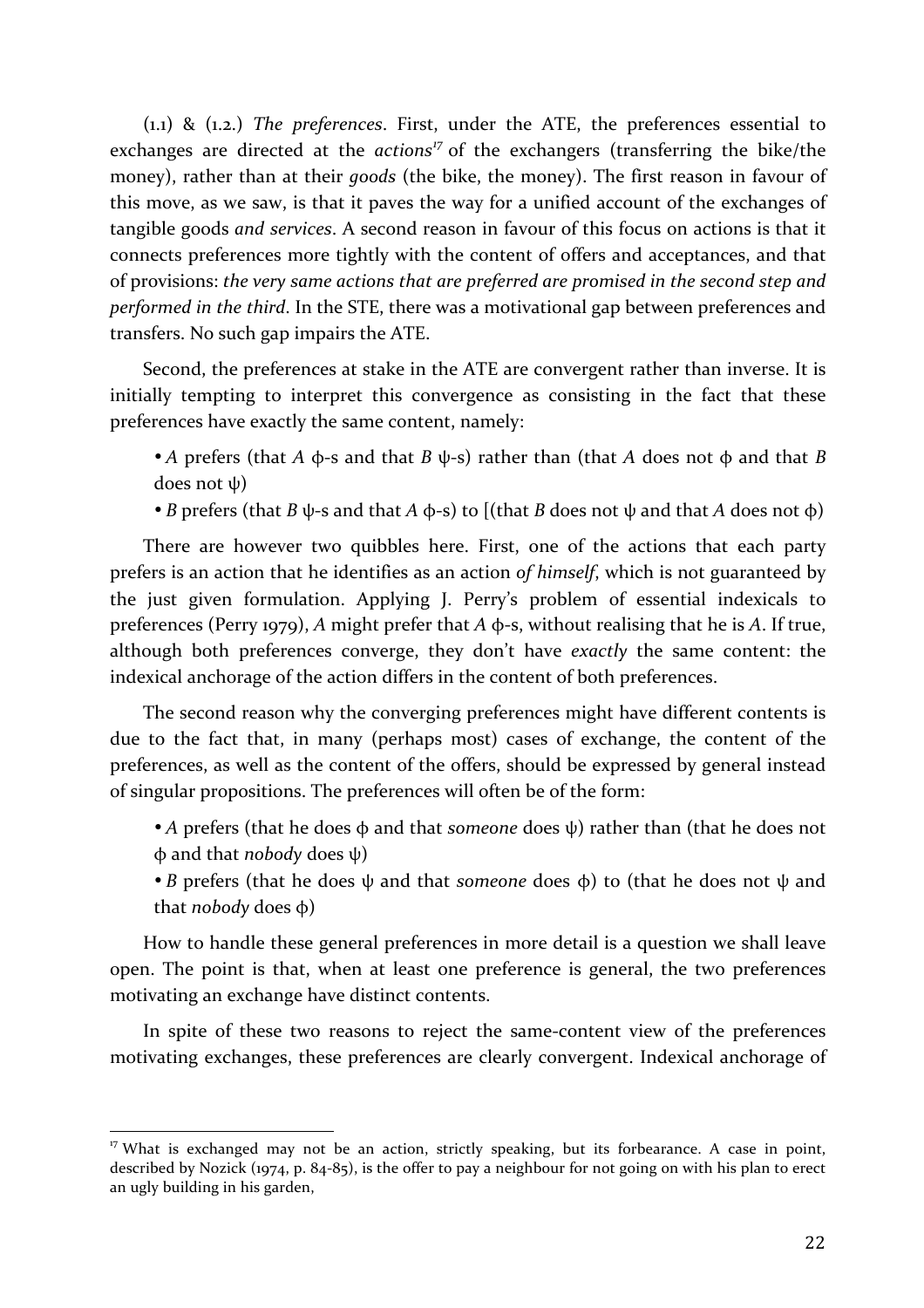(1.1) & (1.2.) *The preferences*. First, under the ATE, the preferences essential to exchanges are directed at the *actions*[17] of the exchangers (transferring the bike/the money), rather than at their *goods* (the bike, the money). The first reason in favour of this move, as we saw, is that it paves the way for a unified account of the exchanges of tangible goods *and services*. A second reason in favour of this focus on actions is that it connects preferences more tightly with the content of offers and acceptances, and that of provisions: *the very same actions that are preferred are promised in the second step and performed in the third*. In the STE, there was a motivational gap between preferences and transfers. No such gap impairs the ATE.

Second, the preferences at stake in the ATE are convergent rather than inverse. It is initially tempting to interpret this convergence as consisting in the fact that these preferences have exactly the same content, namely:

- *A* prefers (that *A* $\phi$-s and that *B* $\psi$-s) rather than (that *A* does not $\phi$ and that *B* does not $\psi$)
- *B* prefers (that *B* $\psi$-s and that *A* $\phi$-s) to [(that *B* does not $\psi$ and that *A* does not $\phi$)

There are however two quibbles here. First, one of the actions that each party prefers is an action that he identifies as an action *of himself*, which is not guaranteed by the just given formulation. Applying J. Perry's problem of essential indexicals to preferences (Perry 1979), *A* might prefer that *A* $\phi$-s, without realising that he is *A*. If true, although both preferences converge, they don't have *exactly* the same content: the indexical anchorage of the action differs in the content of both preferences.

The second reason why the converging preferences might have different contents is due to the fact that, in many (perhaps most) cases of exchange, the content of the preferences, as well as the content of the offers, should be expressed by general instead of singular propositions. The preferences will often be of the form:

- *A* prefers (that he does $\phi$ and that *someone* does $\psi$) rather than (that he does not $\phi$ and that *nobody* does $\psi$)
- *B* prefers (that he does $\psi$ and that *someone* does $\phi$) to (that he does not $\psi$ and that *nobody* does $\phi$)

How to handle these general preferences in more detail is a question we shall leave open. The point is that, when at least one preference is general, the two preferences motivating an exchange have distinct contents.

In spite of these two reasons to reject the same-content view of the preferences motivating exchanges, these preferences are clearly convergent. Indexical anchorage of

[17] What is exchanged may not be an action, strictly speaking, but its forbearance. A case in point, described by Nozick (1974, p. 84-85), is the offer to pay a neighbour for not going on with his plan to erect an ugly building in his garden,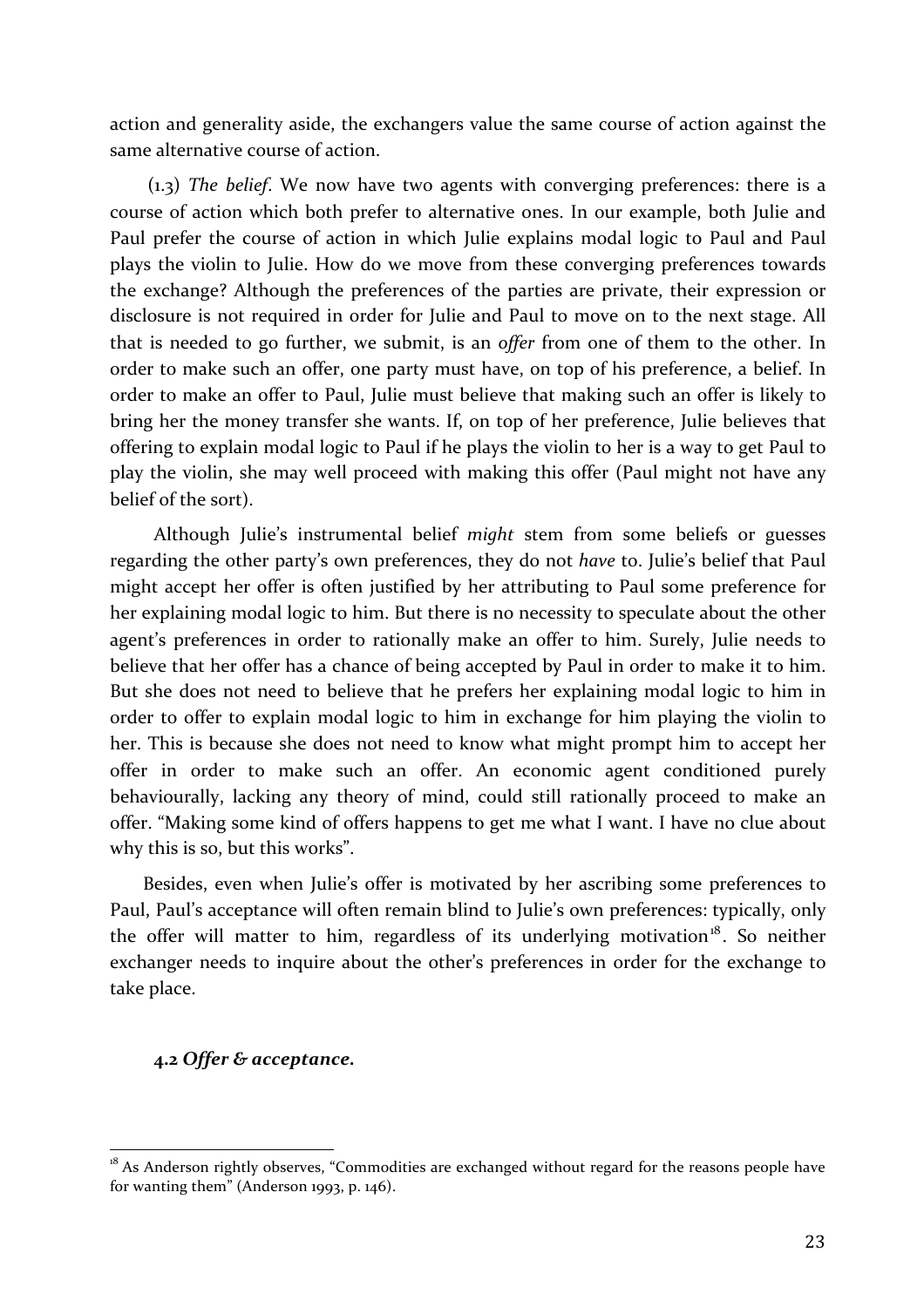action and generality aside, the exchangers value the same course of action against the same alternative course of action.

(1.3) *The belief*. We now have two agents with converging preferences: there is a course of action which both prefer to alternative ones. In our example, both Julie and Paul prefer the course of action in which Julie explains modal logic to Paul and Paul plays the violin to Julie. How do we move from these converging preferences towards the exchange? Although the preferences of the parties are private, their expression or disclosure is not required in order for Julie and Paul to move on to the next stage. All that is needed to go further, we submit, is an *offer* from one of them to the other. In order to make such an offer, one party must have, on top of his preference, a belief. In order to make an offer to Paul, Julie must believe that making such an offer is likely to bring her the money transfer she wants. If, on top of her preference, Julie believes that offering to explain modal logic to Paul if he plays the violin to her is a way to get Paul to play the violin, she may well proceed with making this offer (Paul might not have any belief of the sort).

Although Julie's instrumental belief *might* stem from some beliefs or guesses regarding the other party's own preferences, they do not *have* to. Julie's belief that Paul might accept her offer is often justified by her attributing to Paul some preference for her explaining modal logic to him. But there is no necessity to speculate about the other agent's preferences in order to rationally make an offer to him. Surely, Julie needs to believe that her offer has a chance of being accepted by Paul in order to make it to him. But she does not need to believe that he prefers her explaining modal logic to him in order to offer to explain modal logic to him in exchange for him playing the violin to her. This is because she does not need to know what might prompt him to accept her offer in order to make such an offer. An economic agent conditioned purely behaviourally, lacking any theory of mind, could still rationally proceed to make an offer. "Making some kind of offers happens to get me what I want. I have no clue about why this is so, but this works".

Besides, even when Julie's offer is motivated by her ascribing some preferences to Paul, Paul's acceptance will often remain blind to Julie's own preferences: typically, only the offer will matter to him, regardless of its underlying motivation[18]. So neither exchanger needs to inquire about the other's preferences in order for the exchange to take place.

### 4.2 *Offer & acceptance.*

---

[18] As Anderson rightly observes, "Commodities are exchanged without regard for the reasons people have for wanting them" (Anderson 1993, p. 146).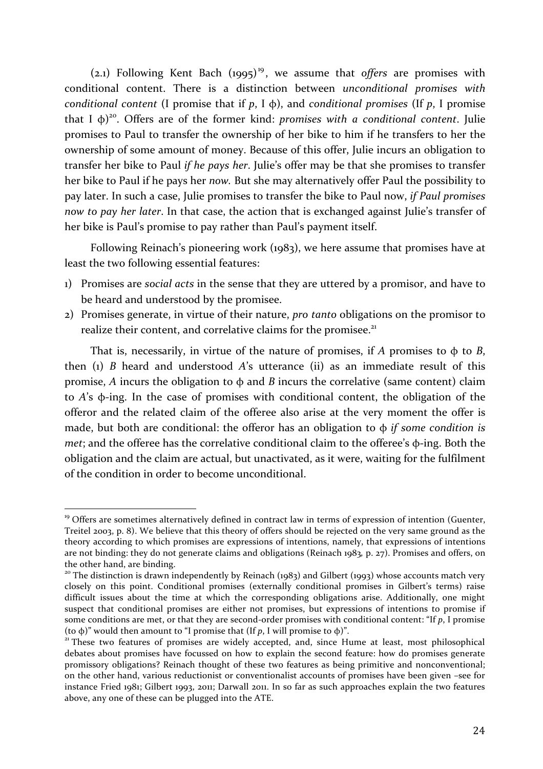(2.1) Following Kent Bach (1995)[19], we assume that *offers* are promises with conditional content. There is a distinction between *unconditional promises with conditional content* (I promise that if *p*, I ϕ), and *conditional promises* (If *p*, I promise that I ϕ)[20]. Offers are of the former kind: *promises with a conditional content*. Julie promises to Paul to transfer the ownership of her bike to him if he transfers to her the ownership of some amount of money. Because of this offer, Julie incurs an obligation to transfer her bike to Paul *if he pays her*. Julie's offer may be that she promises to transfer her bike to Paul if he pays her *now.* But she may alternatively offer Paul the possibility to pay later. In such a case, Julie promises to transfer the bike to Paul now, *if Paul promises now to pay her later*. In that case, the action that is exchanged against Julie's transfer of her bike is Paul's promise to pay rather than Paul's payment itself.

Following Reinach's pioneering work (1983), we here assume that promises have at least the two following essential features:

1) Promises are *social acts* in the sense that they are uttered by a promisor, and have to be heard and understood by the promisee.
2) Promises generate, in virtue of their nature, *pro tanto* obligations on the promisor to realize their content, and correlative claims for the promisee.[21]

That is, necessarily, in virtue of the nature of promises, if *A* promises to ϕ to *B*, then (1) *B* heard and understood *A*'s utterance (ii) as an immediate result of this promise, *A* incurs the obligation to ϕ and *B* incurs the correlative (same content) claim to *A*'s ϕ-ing. In the case of promises with conditional content, the obligation of the offeror and the related claim of the offeree also arise at the very moment the offer is made, but both are conditional: the offeror has an obligation to ϕ *if some condition is met*; and the offeree has the correlative conditional claim to the offeree's ϕ-ing. Both the obligation and the claim are actual, but unactivated, as it were, waiting for the fulfilment of the condition in order to become unconditional.

---

[19] Offers are sometimes alternatively defined in contract law in terms of expression of intention (Guenter, Treitel 2003, p. 8). We believe that this theory of offers should be rejected on the very same ground as the theory according to which promises are expressions of intentions, namely, that expressions of intentions are not binding: they do not generate claims and obligations (Reinach 1983, p. 27). Promises and offers, on the other hand, are binding.

[20] The distinction is drawn independently by Reinach (1983) and Gilbert (1993) whose accounts match very closely on this point. Conditional promises (externally conditional promises in Gilbert's terms) raise difficult issues about the time at which the corresponding obligations arise. Additionally, one might suspect that conditional promises are either not promises, but expressions of intentions to promise if some conditions are met, or that they are second-order promises with conditional content: "If *p*, I promise (to ϕ)" would then amount to "I promise that (If *p*, I will promise to ϕ)".

[21] These two features of promises are widely accepted, and, since Hume at least, most philosophical debates about promises have focussed on how to explain the second feature: how do promises generate promissory obligations? Reinach thought of these two features as being primitive and nonconventional; on the other hand, various reductionist or conventionalist accounts of promises have been given –see for instance Fried 1981; Gilbert 1993, 2011; Darwall 2011. In so far as such approaches explain the two features above, any one of these can be plugged into the ATE.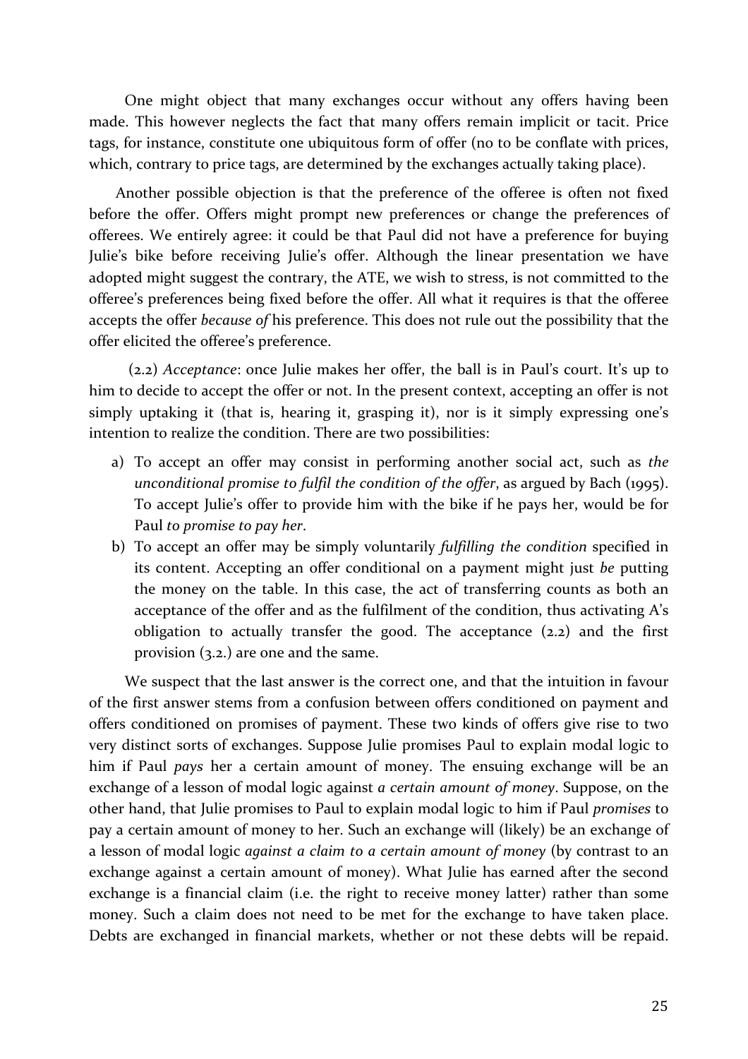One might object that many exchanges occur without any offers having been made. This however neglects the fact that many offers remain implicit or tacit. Price tags, for instance, constitute one ubiquitous form of offer (no to be conflate with prices, which, contrary to price tags, are determined by the exchanges actually taking place).

Another possible objection is that the preference of the offeree is often not fixed before the offer. Offers might prompt new preferences or change the preferences of offerees. We entirely agree: it could be that Paul did not have a preference for buying Julie's bike before receiving Julie's offer. Although the linear presentation we have adopted might suggest the contrary, the ATE, we wish to stress, is not committed to the offeree's preferences being fixed before the offer. All what it requires is that the offeree accepts the offer *because of* his preference. This does not rule out the possibility that the offer elicited the offeree's preference.

(2.2) *Acceptance*: once Julie makes her offer, the ball is in Paul's court. It's up to him to decide to accept the offer or not. In the present context, accepting an offer is not simply uptaking it (that is, hearing it, grasping it), nor is it simply expressing one's intention to realize the condition. There are two possibilities:

a) To accept an offer may consist in performing another social act, such as *the unconditional promise to fulfil the condition of the offer*, as argued by Bach (1995). To accept Julie's offer to provide him with the bike if he pays her, would be for Paul *to promise to pay her*.
b) To accept an offer may be simply voluntarily *fulfilling the condition* specified in its content. Accepting an offer conditional on a payment might just *be* putting the money on the table. In this case, the act of transferring counts as both an acceptance of the offer and as the fulfilment of the condition, thus activating A's obligation to actually transfer the good. The acceptance (2.2) and the first provision (3.2.) are one and the same.

We suspect that the last answer is the correct one, and that the intuition in favour of the first answer stems from a confusion between offers conditioned on payment and offers conditioned on promises of payment. These two kinds of offers give rise to two very distinct sorts of exchanges. Suppose Julie promises Paul to explain modal logic to him if Paul *pays* her a certain amount of money. The ensuing exchange will be an exchange of a lesson of modal logic against *a certain amount of money*. Suppose, on the other hand, that Julie promises to Paul to explain modal logic to him if Paul *promises* to pay a certain amount of money to her. Such an exchange will (likely) be an exchange of a lesson of modal logic *against a claim to a certain amount of money* (by contrast to an exchange against a certain amount of money). What Julie has earned after the second exchange is a financial claim (i.e. the right to receive money latter) rather than some money. Such a claim does not need to be met for the exchange to have taken place. Debts are exchanged in financial markets, whether or not these debts will be repaid.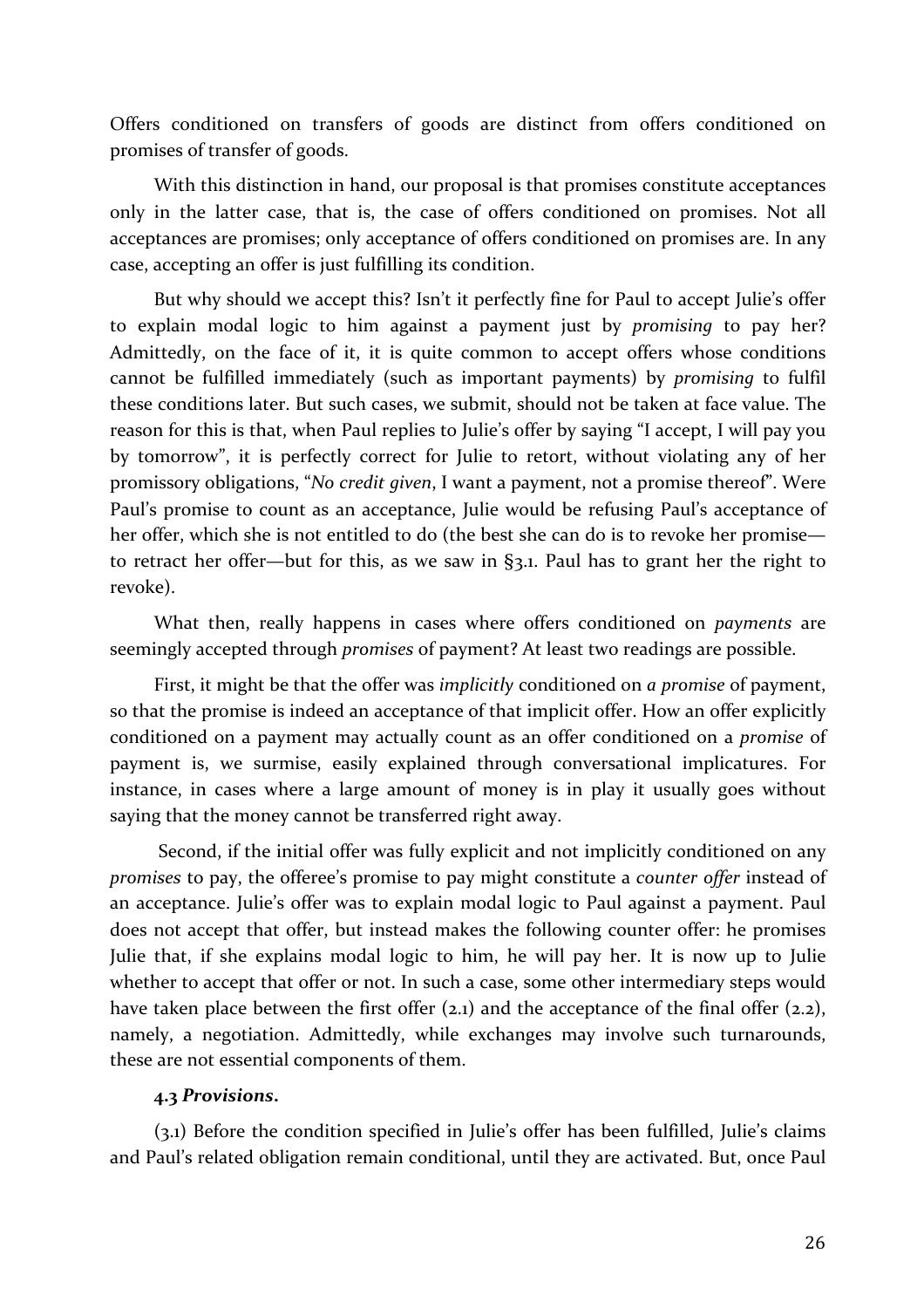Offers conditioned on transfers of goods are distinct from offers conditioned on promises of transfer of goods.

With this distinction in hand, our proposal is that promises constitute acceptances only in the latter case, that is, the case of offers conditioned on promises. Not all acceptances are promises; only acceptance of offers conditioned on promises are. In any case, accepting an offer is just fulfilling its condition.

But why should we accept this? Isn't it perfectly fine for Paul to accept Julie's offer to explain modal logic to him against a payment just by *promising* to pay her? Admittedly, on the face of it, it is quite common to accept offers whose conditions cannot be fulfilled immediately (such as important payments) by *promising* to fulfil these conditions later. But such cases, we submit, should not be taken at face value. The reason for this is that, when Paul replies to Julie's offer by saying "I accept, I will pay you by tomorrow", it is perfectly correct for Julie to retort, without violating any of her promissory obligations, "*No credit given*, I want a payment, not a promise thereof". Were Paul's promise to count as an acceptance, Julie would be refusing Paul's acceptance of her offer, which she is not entitled to do (the best she can do is to revoke her promise—to retract her offer—but for this, as we saw in §3.1. Paul has to grant her the right to revoke).

What then, really happens in cases where offers conditioned on *payments* are seemingly accepted through *promises* of payment? At least two readings are possible.

First, it might be that the offer was *implicitly* conditioned on *a promise* of payment, so that the promise is indeed an acceptance of that implicit offer. How an offer explicitly conditioned on a payment may actually count as an offer conditioned on a *promise* of payment is, we surmise, easily explained through conversational implicatures. For instance, in cases where a large amount of money is in play it usually goes without saying that the money cannot be transferred right away.

Second, if the initial offer was fully explicit and not implicitly conditioned on any *promises* to pay, the offeree's promise to pay might constitute a *counter offer* instead of an acceptance. Julie's offer was to explain modal logic to Paul against a payment. Paul does not accept that offer, but instead makes the following counter offer: he promises Julie that, if she explains modal logic to him, he will pay her. It is now up to Julie whether to accept that offer or not. In such a case, some other intermediary steps would have taken place between the first offer (2.1) and the acceptance of the final offer (2.2), namely, a negotiation. Admittedly, while exchanges may involve such turnarounds, these are not essential components of them.

#### 4.3 *Provisions*.

(3.1) Before the condition specified in Julie's offer has been fulfilled, Julie's claims and Paul's related obligation remain conditional, until they are activated. But, once Paul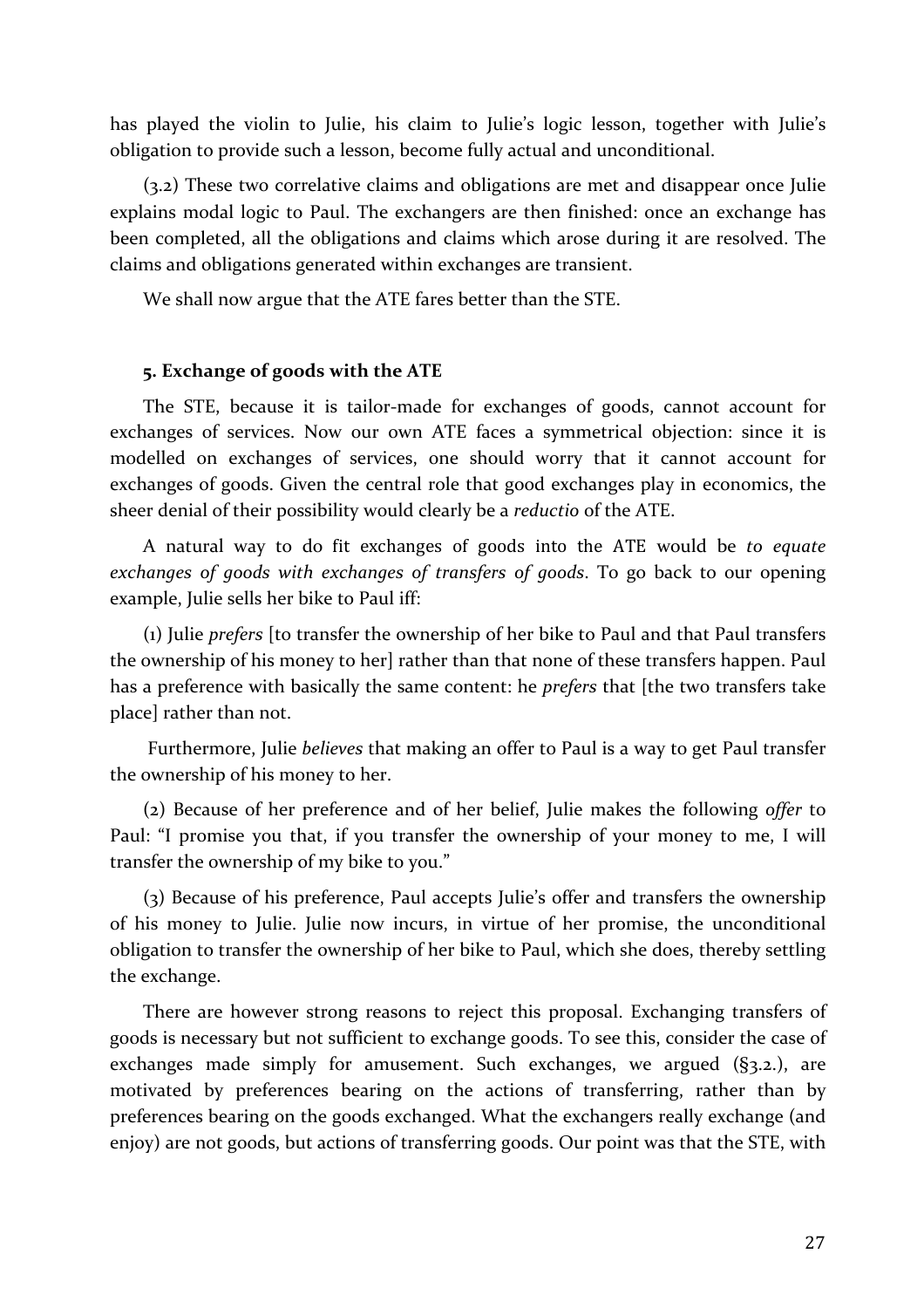has played the violin to Julie, his claim to Julie's logic lesson, together with Julie's obligation to provide such a lesson, become fully actual and unconditional.

(3.2) These two correlative claims and obligations are met and disappear once Julie explains modal logic to Paul. The exchangers are then finished: once an exchange has been completed, all the obligations and claims which arose during it are resolved. The claims and obligations generated within exchanges are transient.

We shall now argue that the ATE fares better than the STE.

### 5. Exchange of goods with the ATE

The STE, because it is tailor-made for exchanges of goods, cannot account for exchanges of services. Now our own ATE faces a symmetrical objection: since it is modelled on exchanges of services, one should worry that it cannot account for exchanges of goods. Given the central role that good exchanges play in economics, the sheer denial of their possibility would clearly be a *reductio* of the ATE.

A natural way to do fit exchanges of goods into the ATE would be *to equate exchanges of goods with exchanges of transfers of goods*. To go back to our opening example, Julie sells her bike to Paul iff:

(1) Julie *prefers* [to transfer the ownership of her bike to Paul and that Paul transfers the ownership of his money to her] rather than that none of these transfers happen. Paul has a preference with basically the same content: he *prefers* that [the two transfers take place] rather than not.

Furthermore, Julie *believes* that making an offer to Paul is a way to get Paul transfer the ownership of his money to her.

(2) Because of her preference and of her belief, Julie makes the following *offer* to Paul: "I promise you that, if you transfer the ownership of your money to me, I will transfer the ownership of my bike to you."

(3) Because of his preference, Paul accepts Julie's offer and transfers the ownership of his money to Julie. Julie now incurs, in virtue of her promise, the unconditional obligation to transfer the ownership of her bike to Paul, which she does, thereby settling the exchange.

There are however strong reasons to reject this proposal. Exchanging transfers of goods is necessary but not sufficient to exchange goods. To see this, consider the case of exchanges made simply for amusement. Such exchanges, we argued (§3.2.), are motivated by preferences bearing on the actions of transferring, rather than by preferences bearing on the goods exchanged. What the exchangers really exchange (and enjoy) are not goods, but actions of transferring goods. Our point was that the STE, with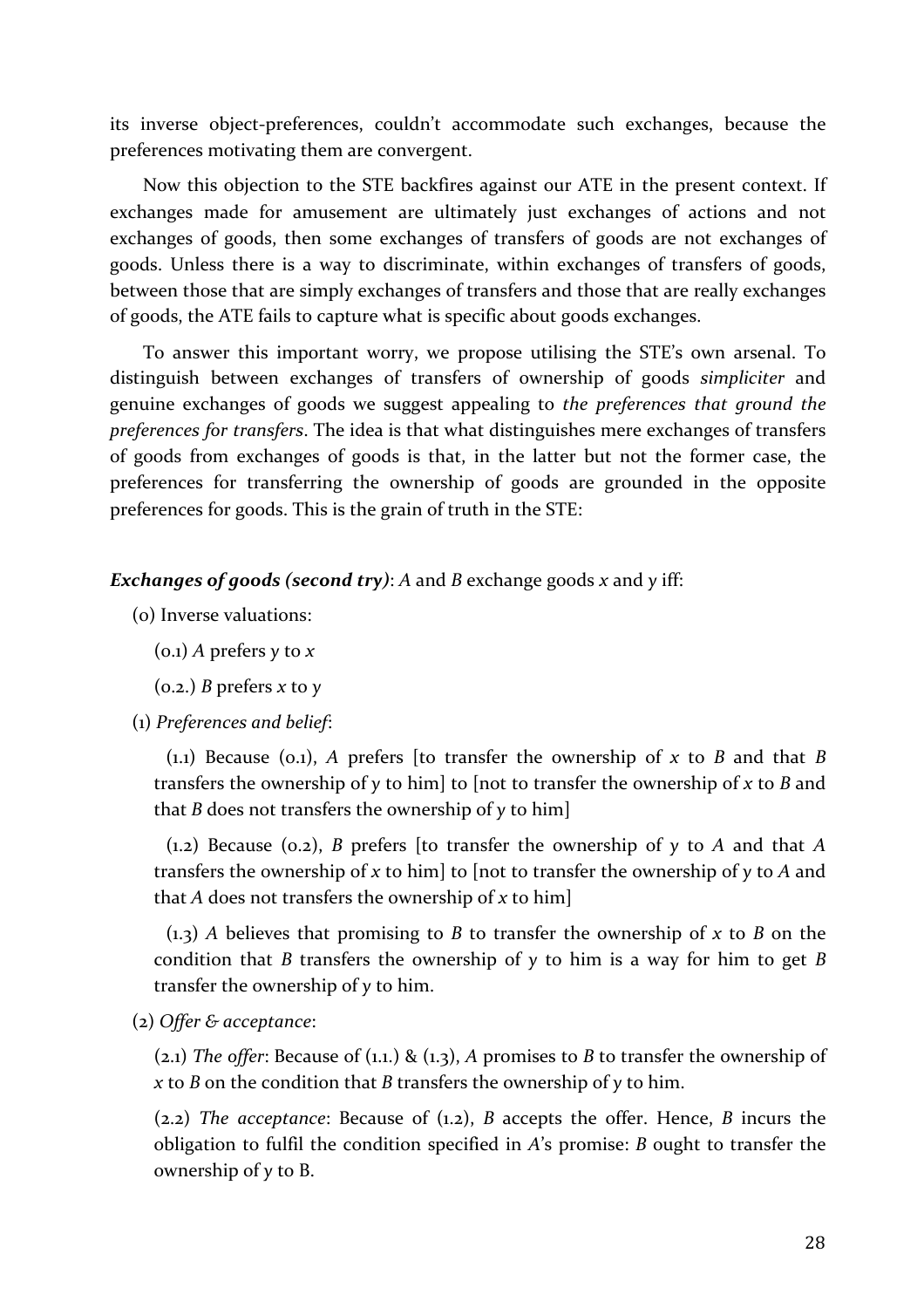its inverse object-preferences, couldn't accommodate such exchanges, because the preferences motivating them are convergent.

Now this objection to the STE backfires against our ATE in the present context. If exchanges made for amusement are ultimately just exchanges of actions and not exchanges of goods, then some exchanges of transfers of goods are not exchanges of goods. Unless there is a way to discriminate, within exchanges of transfers of goods, between those that are simply exchanges of transfers and those that are really exchanges of goods, the ATE fails to capture what is specific about goods exchanges.

To answer this important worry, we propose utilising the STE's own arsenal. To distinguish between exchanges of transfers of ownership of goods *simpliciter* and genuine exchanges of goods we suggest appealing to *the preferences that ground the preferences for transfers*. The idea is that what distinguishes mere exchanges of transfers of goods from exchanges of goods is that, in the latter but not the former case, the preferences for transferring the ownership of goods are grounded in the opposite preferences for goods. This is the grain of truth in the STE:

***Exchanges of goods (second try)***: *A* and *B* exchange goods *x* and *y* iff:

(0) Inverse valuations:

(0.1) *A* prefers *y* to *x*

(0.2.) *B* prefers *x* to *y*

(1) *Preferences and belief*:

(1.1) Because (0.1), *A* prefers [to transfer the ownership of *x* to *B* and that *B* transfers the ownership of *y* to him] to [not to transfer the ownership of *x* to *B* and that *B* does not transfers the ownership of *y* to him]

(1.2) Because (0.2), *B* prefers [to transfer the ownership of *y* to *A* and that *A* transfers the ownership of *x* to him] to [not to transfer the ownership of *y* to *A* and that *A* does not transfers the ownership of *x* to him]

(1.3) *A* believes that promising to *B* to transfer the ownership of *x* to *B* on the condition that *B* transfers the ownership of *y* to him is a way for him to get *B* transfer the ownership of *y* to him.

(2) *Offer & acceptance*:

(2.1) *The offer*: Because of (1.1.) & (1.3), *A* promises to *B* to transfer the ownership of *x* to *B* on the condition that *B* transfers the ownership of *y* to him.

(2.2) *The acceptance*: Because of (1.2), *B* accepts the offer. Hence, *B* incurs the obligation to fulfil the condition specified in *A*'s promise: *B* ought to transfer the ownership of *y* to B.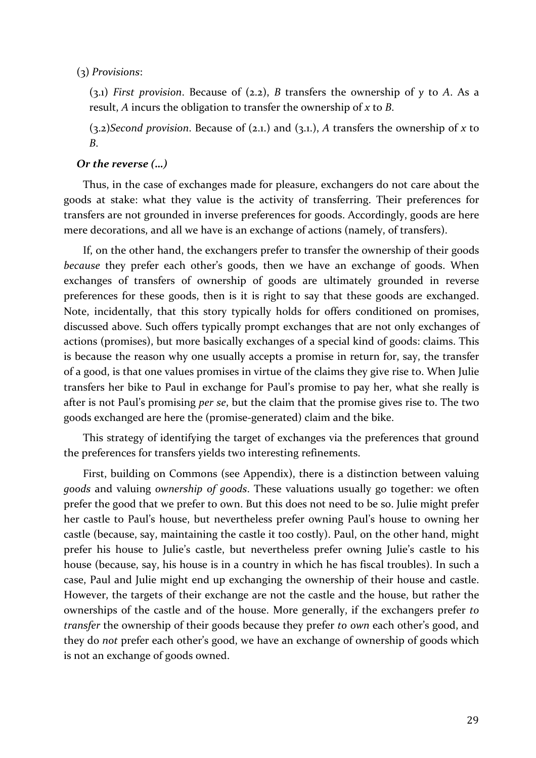(3) *Provisions*:

(3.1) *First provision*. Because of (2.2), *B* transfers the ownership of *y* to *A*. As a result, *A* incurs the obligation to transfer the ownership of *x* to *B*.

(3.2)*Second provision*. Because of (2.1.) and (3.1.), *A* transfers the ownership of *x* to *B*.

***Or the reverse (…)***

Thus, in the case of exchanges made for pleasure, exchangers do not care about the goods at stake: what they value is the activity of transferring. Their preferences for transfers are not grounded in inverse preferences for goods. Accordingly, goods are here mere decorations, and all we have is an exchange of actions (namely, of transfers).

If, on the other hand, the exchangers prefer to transfer the ownership of their goods *because* they prefer each other's goods, then we have an exchange of goods. When exchanges of transfers of ownership of goods are ultimately grounded in reverse preferences for these goods, then is it is right to say that these goods are exchanged. Note, incidentally, that this story typically holds for offers conditioned on promises, discussed above. Such offers typically prompt exchanges that are not only exchanges of actions (promises), but more basically exchanges of a special kind of goods: claims. This is because the reason why one usually accepts a promise in return for, say, the transfer of a good, is that one values promises in virtue of the claims they give rise to. When Julie transfers her bike to Paul in exchange for Paul's promise to pay her, what she really is after is not Paul's promising *per se*, but the claim that the promise gives rise to. The two goods exchanged are here the (promise-generated) claim and the bike.

This strategy of identifying the target of exchanges via the preferences that ground the preferences for transfers yields two interesting refinements.

First, building on Commons (see Appendix), there is a distinction between valuing *goods* and valuing *ownership of goods*. These valuations usually go together: we often prefer the good that we prefer to own. But this does not need to be so. Julie might prefer her castle to Paul's house, but nevertheless prefer owning Paul's house to owning her castle (because, say, maintaining the castle it too costly). Paul, on the other hand, might prefer his house to Julie's castle, but nevertheless prefer owning Julie's castle to his house (because, say, his house is in a country in which he has fiscal troubles). In such a case, Paul and Julie might end up exchanging the ownership of their house and castle. However, the targets of their exchange are not the castle and the house, but rather the ownerships of the castle and of the house. More generally, if the exchangers prefer *to transfer* the ownership of their goods because they prefer *to own* each other's good, and they do *not* prefer each other's good, we have an exchange of ownership of goods which is not an exchange of goods owned.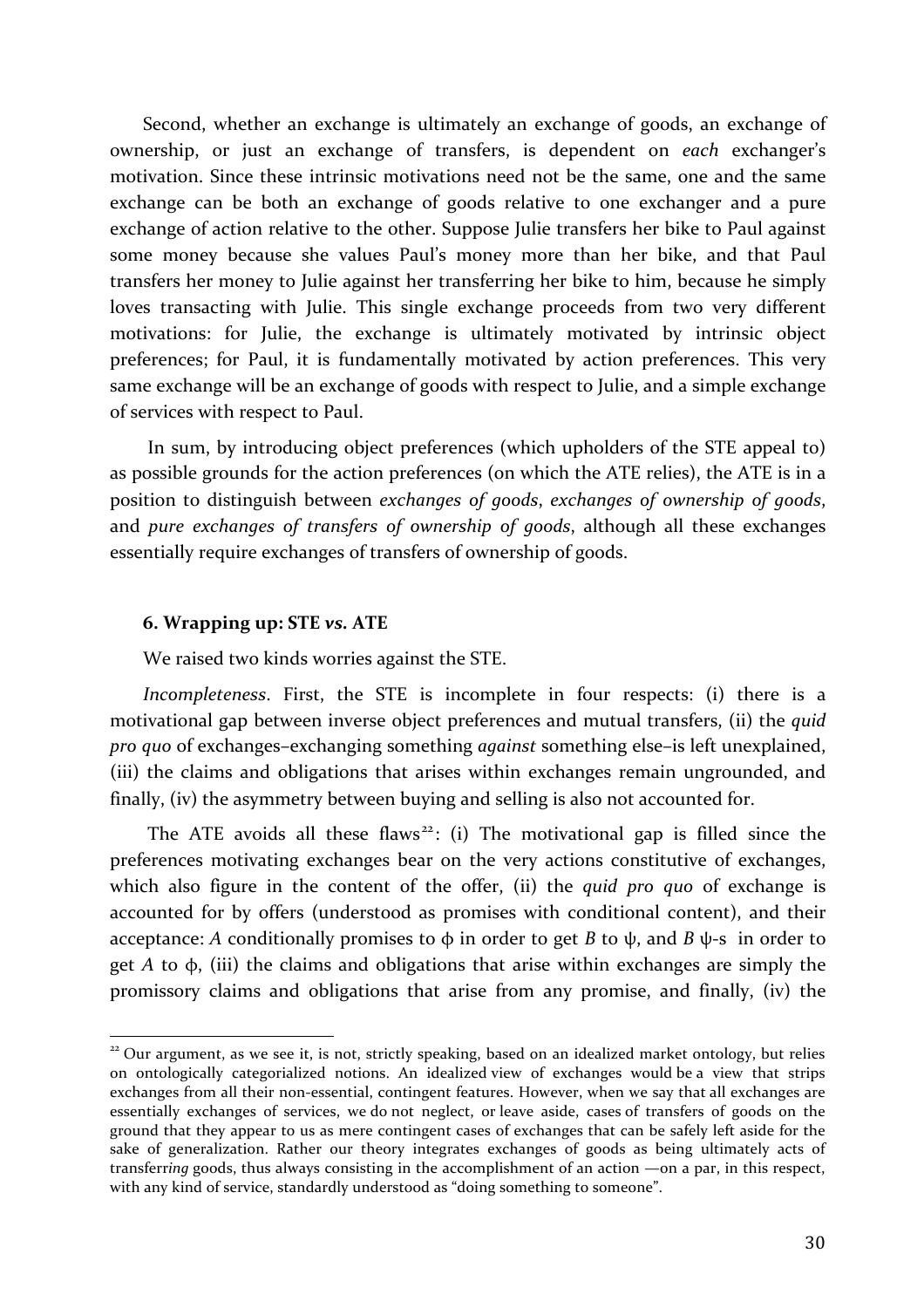Second, whether an exchange is ultimately an exchange of goods, an exchange of ownership, or just an exchange of transfers, is dependent on *each* exchanger's motivation. Since these intrinsic motivations need not be the same, one and the same exchange can be both an exchange of goods relative to one exchanger and a pure exchange of action relative to the other. Suppose Julie transfers her bike to Paul against some money because she values Paul's money more than her bike, and that Paul transfers her money to Julie against her transferring her bike to him, because he simply loves transacting with Julie. This single exchange proceeds from two very different motivations: for Julie, the exchange is ultimately motivated by intrinsic object preferences; for Paul, it is fundamentally motivated by action preferences. This very same exchange will be an exchange of goods with respect to Julie, and a simple exchange of services with respect to Paul.

In sum, by introducing object preferences (which upholders of the STE appeal to) as possible grounds for the action preferences (on which the ATE relies), the ATE is in a position to distinguish between *exchanges of goods*, *exchanges of ownership of goods*, and *pure exchanges of transfers of ownership of goods*, although all these exchanges essentially require exchanges of transfers of ownership of goods.

### 6. Wrapping up: STE *vs.* ATE

We raised two kinds worries against the STE.

*Incompleteness*. First, the STE is incomplete in four respects: (i) there is a motivational gap between inverse object preferences and mutual transfers, (ii) the *quid pro quo* of exchanges–exchanging something *against* something else–is left unexplained, (iii) the claims and obligations that arises within exchanges remain ungrounded, and finally, (iv) the asymmetry between buying and selling is also not accounted for.

The ATE avoids all these flaws[22]: (i) The motivational gap is filled since the preferences motivating exchanges bear on the very actions constitutive of exchanges, which also figure in the content of the offer, (ii) the *quid pro quo* of exchange is accounted for by offers (understood as promises with conditional content), and their acceptance: *A* conditionally promises to $\phi$ in order to get *B* to $\psi$, and *B* $\psi$-s in order to get *A* to $\phi$, (iii) the claims and obligations that arise within exchanges are simply the promissory claims and obligations that arise from any promise, and finally, (iv) the

[22] Our argument, as we see it, is not, strictly speaking, based on an idealized market ontology, but relies on ontologically categorialized notions. An idealized view of exchanges would be a view that strips exchanges from all their non-essential, contingent features. However, when we say that all exchanges are essentially exchanges of services, we do not neglect, or leave aside, cases of transfers of goods on the ground that they appear to us as mere contingent cases of exchanges that can be safely left aside for the sake of generalization. Rather our theory integrates exchanges of goods as being ultimately acts of transferr*ing* goods, thus always consisting in the accomplishment of an action —on a par, in this respect, with any kind of service, standardly understood as "doing something to someone".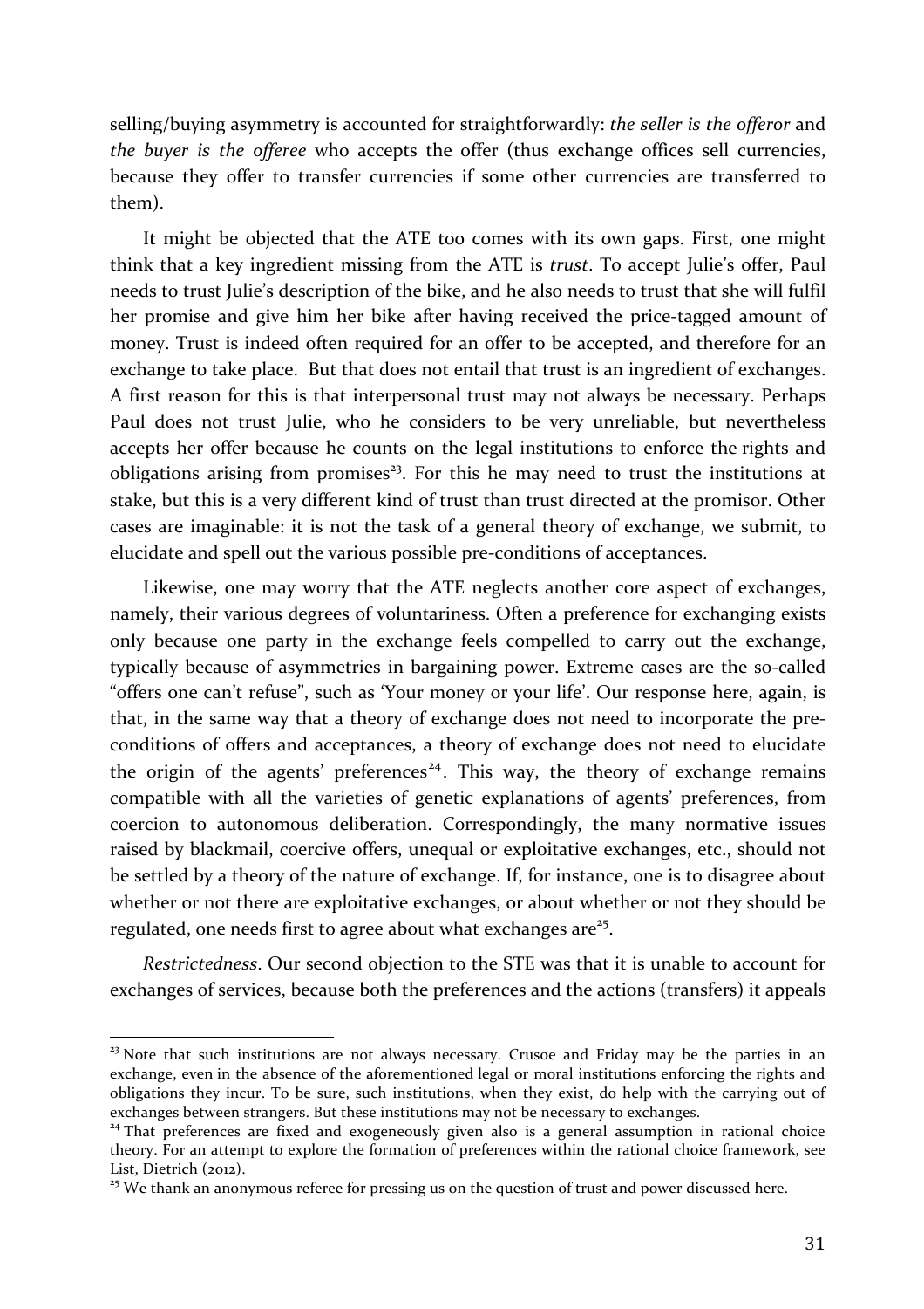selling/buying asymmetry is accounted for straightforwardly: *the seller is the offeror* and *the buyer is the offeree* who accepts the offer (thus exchange offices sell currencies, because they offer to transfer currencies if some other currencies are transferred to them).

It might be objected that the ATE too comes with its own gaps. First, one might think that a key ingredient missing from the ATE is *trust*. To accept Julie's offer, Paul needs to trust Julie's description of the bike, and he also needs to trust that she will fulfil her promise and give him her bike after having received the price-tagged amount of money. Trust is indeed often required for an offer to be accepted, and therefore for an exchange to take place. But that does not entail that trust is an ingredient of exchanges. A first reason for this is that interpersonal trust may not always be necessary. Perhaps Paul does not trust Julie, who he considers to be very unreliable, but nevertheless accepts her offer because he counts on the legal institutions to enforce the rights and obligations arising from promises[23]. For this he may need to trust the institutions at stake, but this is a very different kind of trust than trust directed at the promisor. Other cases are imaginable: it is not the task of a general theory of exchange, we submit, to elucidate and spell out the various possible pre-conditions of acceptances.

Likewise, one may worry that the ATE neglects another core aspect of exchanges, namely, their various degrees of voluntariness. Often a preference for exchanging exists only because one party in the exchange feels compelled to carry out the exchange, typically because of asymmetries in bargaining power. Extreme cases are the so-called "offers one can't refuse", such as 'Your money or your life'. Our response here, again, is that, in the same way that a theory of exchange does not need to incorporate the pre-conditions of offers and acceptances, a theory of exchange does not need to elucidate the origin of the agents' preferences[24]. This way, the theory of exchange remains compatible with all the varieties of genetic explanations of agents' preferences, from coercion to autonomous deliberation. Correspondingly, the many normative issues raised by blackmail, coercive offers, unequal or exploitative exchanges, etc., should not be settled by a theory of the nature of exchange. If, for instance, one is to disagree about whether or not there are exploitative exchanges, or about whether or not they should be regulated, one needs first to agree about what exchanges are[25].

*Restrictedness*. Our second objection to the STE was that it is unable to account for exchanges of services, because both the preferences and the actions (transfers) it appeals

---

[23] Note that such institutions are not always necessary. Crusoe and Friday may be the parties in an exchange, even in the absence of the aforementioned legal or moral institutions enforcing the rights and obligations they incur. To be sure, such institutions, when they exist, do help with the carrying out of exchanges between strangers. But these institutions may not be necessary to exchanges.

[24] That preferences are fixed and exogeneously given also is a general assumption in rational choice theory. For an attempt to explore the formation of preferences within the rational choice framework, see List, Dietrich (2012).

[25] We thank an anonymous referee for pressing us on the question of trust and power discussed here.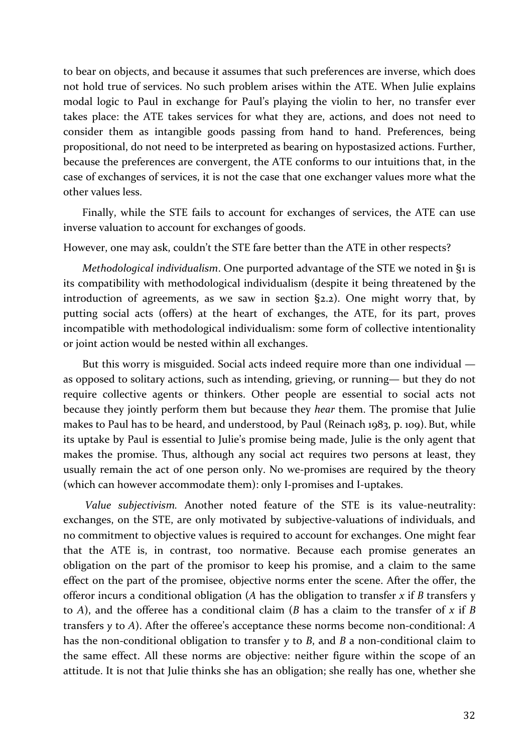to bear on objects, and because it assumes that such preferences are inverse, which does not hold true of services. No such problem arises within the ATE. When Julie explains modal logic to Paul in exchange for Paul's playing the violin to her, no transfer ever takes place: the ATE takes services for what they are, actions, and does not need to consider them as intangible goods passing from hand to hand. Preferences, being propositional, do not need to be interpreted as bearing on hypostasized actions. Further, because the preferences are convergent, the ATE conforms to our intuitions that, in the case of exchanges of services, it is not the case that one exchanger values more what the other values less.

Finally, while the STE fails to account for exchanges of services, the ATE can use inverse valuation to account for exchanges of goods.

However, one may ask, couldn't the STE fare better than the ATE in other respects?

*Methodological individualism*. One purported advantage of the STE we noted in §1 is its compatibility with methodological individualism (despite it being threatened by the introduction of agreements, as we saw in section §2.2). One might worry that, by putting social acts (offers) at the heart of exchanges, the ATE, for its part, proves incompatible with methodological individualism: some form of collective intentionality or joint action would be nested within all exchanges.

But this worry is misguided. Social acts indeed require more than one individual — as opposed to solitary actions, such as intending, grieving, or running— but they do not require collective agents or thinkers. Other people are essential to social acts not because they jointly perform them but because they *hear* them. The promise that Julie makes to Paul has to be heard, and understood, by Paul (Reinach 1983, p. 109). But, while its uptake by Paul is essential to Julie's promise being made, Julie is the only agent that makes the promise. Thus, although any social act requires two persons at least, they usually remain the act of one person only. No we-promises are required by the theory (which can however accommodate them): only I-promises and I-uptakes.

*Value subjectivism.* Another noted feature of the STE is its value-neutrality: exchanges, on the STE, are only motivated by subjective-valuations of individuals, and no commitment to objective values is required to account for exchanges. One might fear that the ATE is, in contrast, too normative. Because each promise generates an obligation on the part of the promisor to keep his promise, and a claim to the same effect on the part of the promisee, objective norms enter the scene. After the offer, the offeror incurs a conditional obligation (*A* has the obligation to transfer *x* if *B* transfers y to *A*), and the offeree has a conditional claim (*B* has a claim to the transfer of *x* if *B* transfers *y* to *A*). After the offeree's acceptance these norms become non-conditional: *A* has the non-conditional obligation to transfer *y* to *B*, and *B* a non-conditional claim to the same effect. All these norms are objective: neither figure within the scope of an attitude. It is not that Julie thinks she has an obligation; she really has one, whether she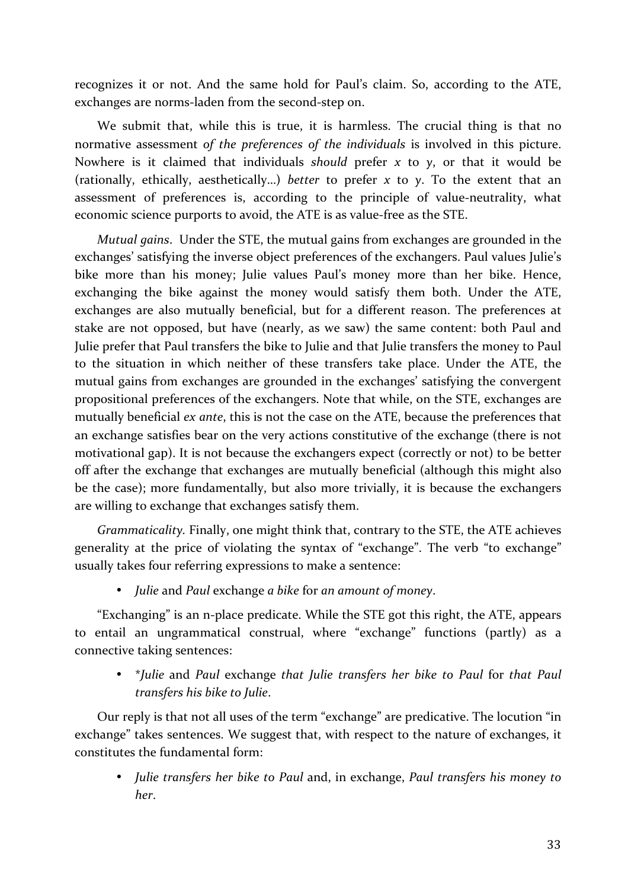recognizes it or not. And the same hold for Paul's claim. So, according to the ATE, exchanges are norms-laden from the second-step on.

We submit that, while this is true, it is harmless. The crucial thing is that no normative assessment *of the preferences of the individuals* is involved in this picture. Nowhere is it claimed that individuals *should* prefer $x$ to $y$, or that it would be (rationally, ethically, aesthetically...) *better* to prefer $x$ to $y$. To the extent that an assessment of preferences is, according to the principle of value-neutrality, what economic science purports to avoid, the ATE is as value-free as the STE.

*Mutual gains*. Under the STE, the mutual gains from exchanges are grounded in the exchanges' satisfying the inverse object preferences of the exchangers. Paul values Julie's bike more than his money; Julie values Paul's money more than her bike. Hence, exchanging the bike against the money would satisfy them both. Under the ATE, exchanges are also mutually beneficial, but for a different reason. The preferences at stake are not opposed, but have (nearly, as we saw) the same content: both Paul and Julie prefer that Paul transfers the bike to Julie and that Julie transfers the money to Paul to the situation in which neither of these transfers take place. Under the ATE, the mutual gains from exchanges are grounded in the exchanges' satisfying the convergent propositional preferences of the exchangers. Note that while, on the STE, exchanges are mutually beneficial *ex ante*, this is not the case on the ATE, because the preferences that an exchange satisfies bear on the very actions constitutive of the exchange (there is not motivational gap). It is not because the exchangers expect (correctly or not) to be better off after the exchange that exchanges are mutually beneficial (although this might also be the case); more fundamentally, but also more trivially, it is because the exchangers are willing to exchange that exchanges satisfy them.

*Grammaticality.* Finally, one might think that, contrary to the STE, the ATE achieves generality at the price of violating the syntax of "exchange". The verb "to exchange" usually takes four referring expressions to make a sentence:

- *Julie* and *Paul* exchange *a bike* for *an amount of money*.

"Exchanging" is an n-place predicate. While the STE got this right, the ATE, appears to entail an ungrammatical construal, where "exchange" functions (partly) as a connective taking sentences:

- *\*Julie* and *Paul* exchange *that Julie transfers her bike to Paul* for *that Paul transfers his bike to Julie*.

Our reply is that not all uses of the term "exchange" are predicative. The locution "in exchange" takes sentences. We suggest that, with respect to the nature of exchanges, it constitutes the fundamental form:

- *Julie transfers her bike to Paul* and, in exchange, *Paul transfers his money to her*.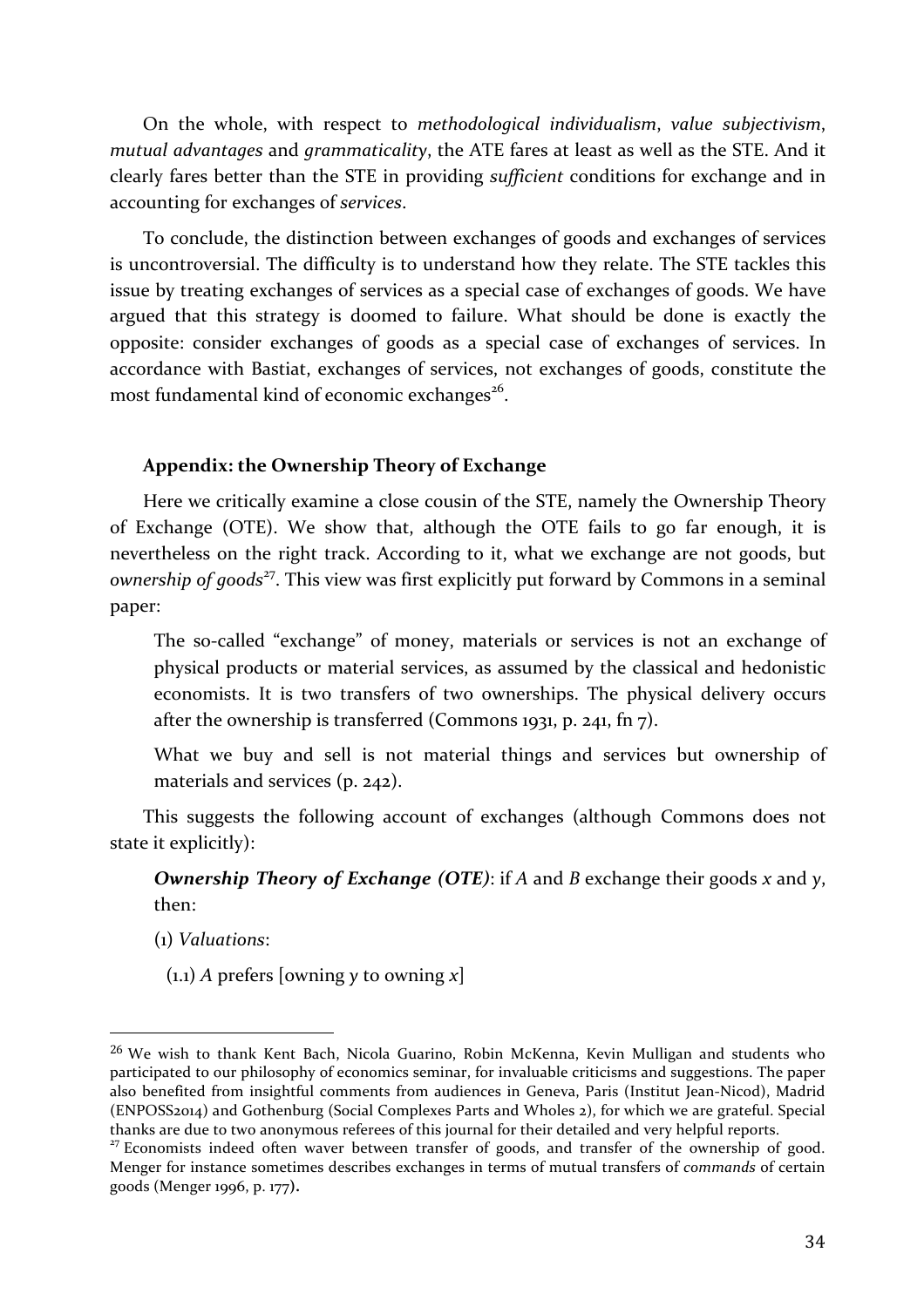On the whole, with respect to *methodological individualism*, *value subjectivism*, *mutual advantages* and *grammaticality*, the ATE fares at least as well as the STE. And it clearly fares better than the STE in providing *sufficient* conditions for exchange and in accounting for exchanges of *services*.

To conclude, the distinction between exchanges of goods and exchanges of services is uncontroversial. The difficulty is to understand how they relate. The STE tackles this issue by treating exchanges of services as a special case of exchanges of goods. We have argued that this strategy is doomed to failure. What should be done is exactly the opposite: consider exchanges of goods as a special case of exchanges of services. In accordance with Bastiat, exchanges of services, not exchanges of goods, constitute the most fundamental kind of economic exchanges[26].

### Appendix: the Ownership Theory of Exchange

Here we critically examine a close cousin of the STE, namely the Ownership Theory of Exchange (OTE). We show that, although the OTE fails to go far enough, it is nevertheless on the right track. According to it, what we exchange are not goods, but *ownership of goods*[27]. This view was first explicitly put forward by Commons in a seminal paper:

> The so-called "exchange" of money, materials or services is not an exchange of physical products or material services, as assumed by the classical and hedonistic economists. It is two transfers of two ownerships. The physical delivery occurs after the ownership is transferred (Commons 1931, p. 241, fn 7).
>
> What we buy and sell is not material things and services but ownership of materials and services (p. 242).

This suggests the following account of exchanges (although Commons does not state it explicitly):

> ***Ownership Theory of Exchange (OTE)***: if *A* and *B* exchange their goods *x* and *y*, then:
>
> (1) *Valuations*:
>
> (1.1) *A* prefers [owning *y* to owning *x*]

---

[26] We wish to thank Kent Bach, Nicola Guarino, Robin McKenna, Kevin Mulligan and students who participated to our philosophy of economics seminar, for invaluable criticisms and suggestions. The paper also benefited from insightful comments from audiences in Geneva, Paris (Institut Jean-Nicod), Madrid (ENPOSS2014) and Gothenburg (Social Complexes Parts and Wholes 2), for which we are grateful. Special thanks are due to two anonymous referees of this journal for their detailed and very helpful reports.

[27] Economists indeed often waver between transfer of goods, and transfer of the ownership of good. Menger for instance sometimes describes exchanges in terms of mutual transfers of *commands* of certain goods (Menger 1996, p. 177).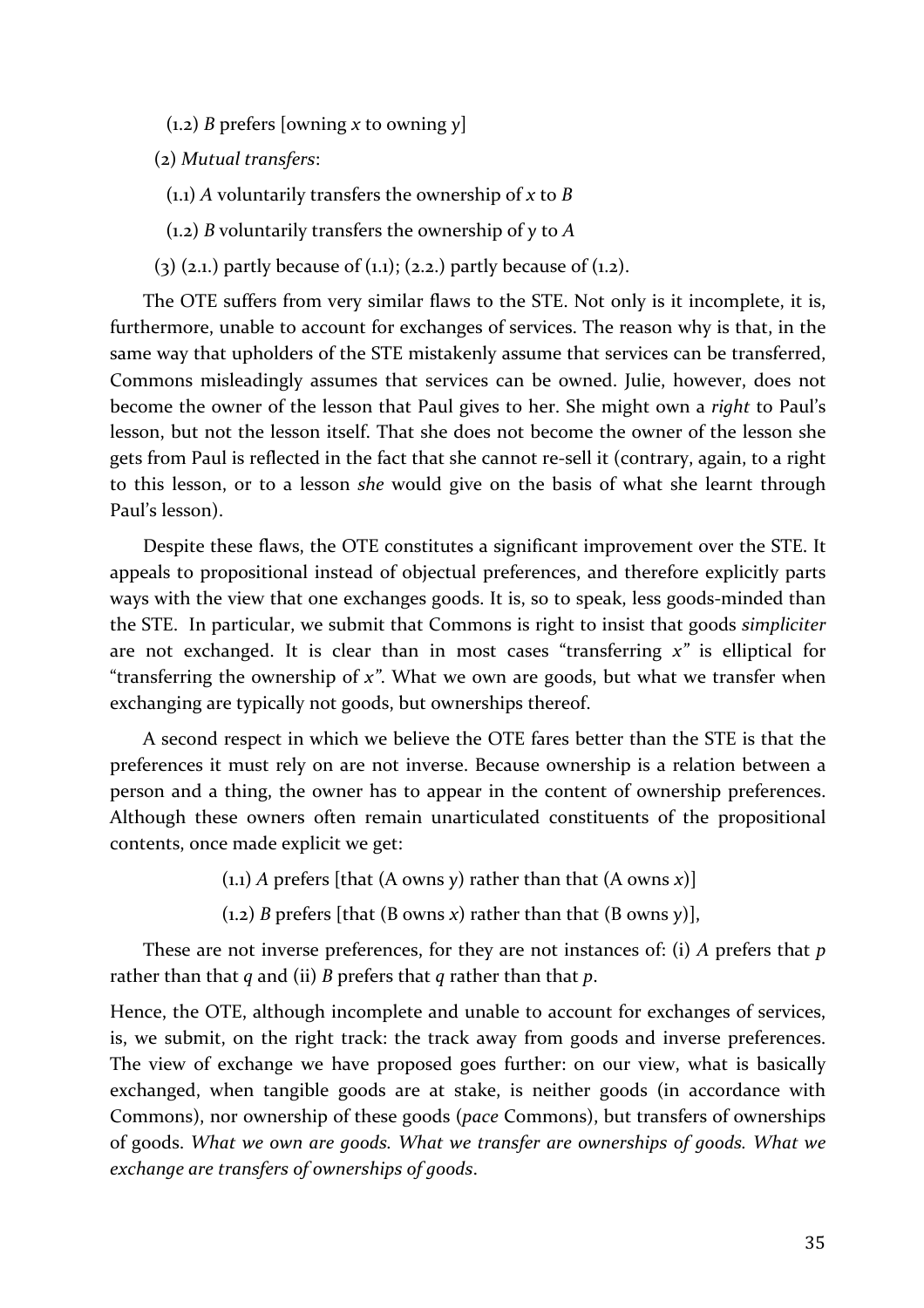(1.2) *B* prefers [owning *x* to owning *y*]

(2) *Mutual transfers*:

(1.1) *A* voluntarily transfers the ownership of *x* to *B*

(1.2) *B* voluntarily transfers the ownership of *y* to *A*

(3) (2.1.) partly because of (1.1); (2.2.) partly because of (1.2).

The OTE suffers from very similar flaws to the STE. Not only is it incomplete, it is, furthermore, unable to account for exchanges of services. The reason why is that, in the same way that upholders of the STE mistakenly assume that services can be transferred, Commons misleadingly assumes that services can be owned. Julie, however, does not become the owner of the lesson that Paul gives to her. She might own a *right* to Paul's lesson, but not the lesson itself. That she does not become the owner of the lesson she gets from Paul is reflected in the fact that she cannot re-sell it (contrary, again, to a right to this lesson, or to a lesson *she* would give on the basis of what she learnt through Paul's lesson).

Despite these flaws, the OTE constitutes a significant improvement over the STE. It appeals to propositional instead of objectual preferences, and therefore explicitly parts ways with the view that one exchanges goods. It is, so to speak, less goods-minded than the STE. In particular, we submit that Commons is right to insist that goods *simpliciter* are not exchanged. It is clear than in most cases "transferring *x*" is elliptical for "transferring the ownership of *x*". What we own are goods, but what we transfer when exchanging are typically not goods, but ownerships thereof.

A second respect in which we believe the OTE fares better than the STE is that the preferences it must rely on are not inverse. Because ownership is a relation between a person and a thing, the owner has to appear in the content of ownership preferences. Although these owners often remain unarticulated constituents of the propositional contents, once made explicit we get:

(1.1) *A* prefers [that (A owns *y*) rather than that (A owns *x*)]

(1.2) *B* prefers [that (B owns *x*) rather than that (B owns *y*)],

These are not inverse preferences, for they are not instances of: (i) *A* prefers that *p* rather than that *q* and (ii) *B* prefers that *q* rather than that *p*.

Hence, the OTE, although incomplete and unable to account for exchanges of services, is, we submit, on the right track: the track away from goods and inverse preferences. The view of exchange we have proposed goes further: on our view, what is basically exchanged, when tangible goods are at stake, is neither goods (in accordance with Commons), nor ownership of these goods (*pace* Commons), but transfers of ownerships of goods. *What we own are goods. What we transfer are ownerships of goods. What we exchange are transfers of ownerships of goods*.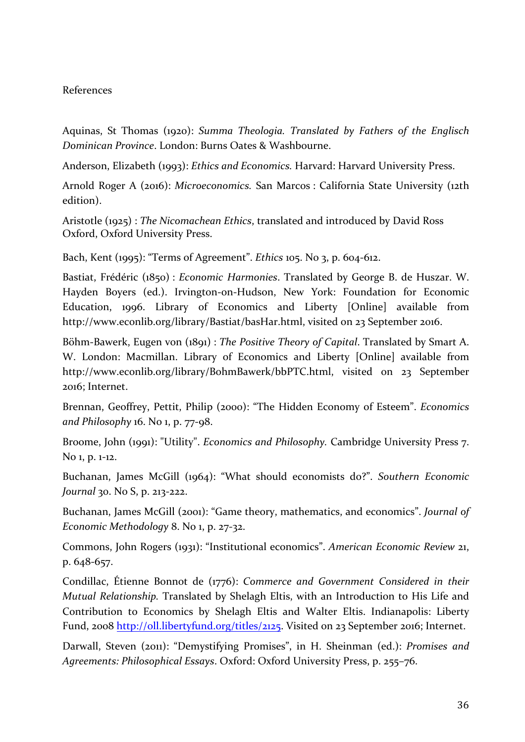References

Aquinas, St Thomas (1920): *Summa Theologia. Translated by Fathers of the Englisch Dominican Province*. London: Burns Oates & Washbourne.

Anderson, Elizabeth (1993): *Ethics and Economics.* Harvard: Harvard University Press.

Arnold Roger A (2016): *Microeconomics.* San Marcos : California State University (12th edition).

Aristotle (1925) : *The Nicomachean Ethics*, translated and introduced by David Ross Oxford, Oxford University Press.

Bach, Kent (1995): "Terms of Agreement". *Ethics* 105. No 3, p. 604-612.

Bastiat, Frédéric (1850) : *Economic Harmonies*. Translated by George B. de Huszar. W. Hayden Boyers (ed.). Irvington-on-Hudson, New York: Foundation for Economic Education, 1996. Library of Economics and Liberty [Online] available from http://www.econlib.org/library/Bastiat/basHar.html, visited on 23 September 2016.

Böhm-Bawerk, Eugen von (1891) : *The Positive Theory of Capital*. Translated by Smart A. W. London: Macmillan. Library of Economics and Liberty [Online] available from http://www.econlib.org/library/BohmBawerk/bbPTC.html, visited on 23 September 2016; Internet.

Brennan, Geoffrey, Pettit, Philip (2000): "The Hidden Economy of Esteem". *Economics and Philosophy* 16. No 1, p. 77-98.

Broome, John (1991): "Utility". *Economics and Philosophy.* Cambridge University Press 7. No 1, p. 1-12.

Buchanan, James McGill (1964): "What should economists do?". *Southern Economic Journal* 30. No S, p. 213-222.

Buchanan, James McGill (2001): "Game theory, mathematics, and economics". *Journal of Economic Methodology* 8. No 1, p. 27-32.

Commons, John Rogers (1931): "Institutional economics". *American Economic Review* 21, p. 648-657.

Condillac, Étienne Bonnot de (1776): *Commerce and Government Considered in their Mutual Relationship.* Translated by Shelagh Eltis, with an Introduction to His Life and Contribution to Economics by Shelagh Eltis and Walter Eltis. Indianapolis: Liberty Fund, 2008 http://oll.libertyfund.org/titles/2125. Visited on 23 September 2016; Internet.

Darwall, Steven (2011): "Demystifying Promises", in H. Sheinman (ed.): *Promises and Agreements: Philosophical Essays*. Oxford: Oxford University Press, p. 255–76.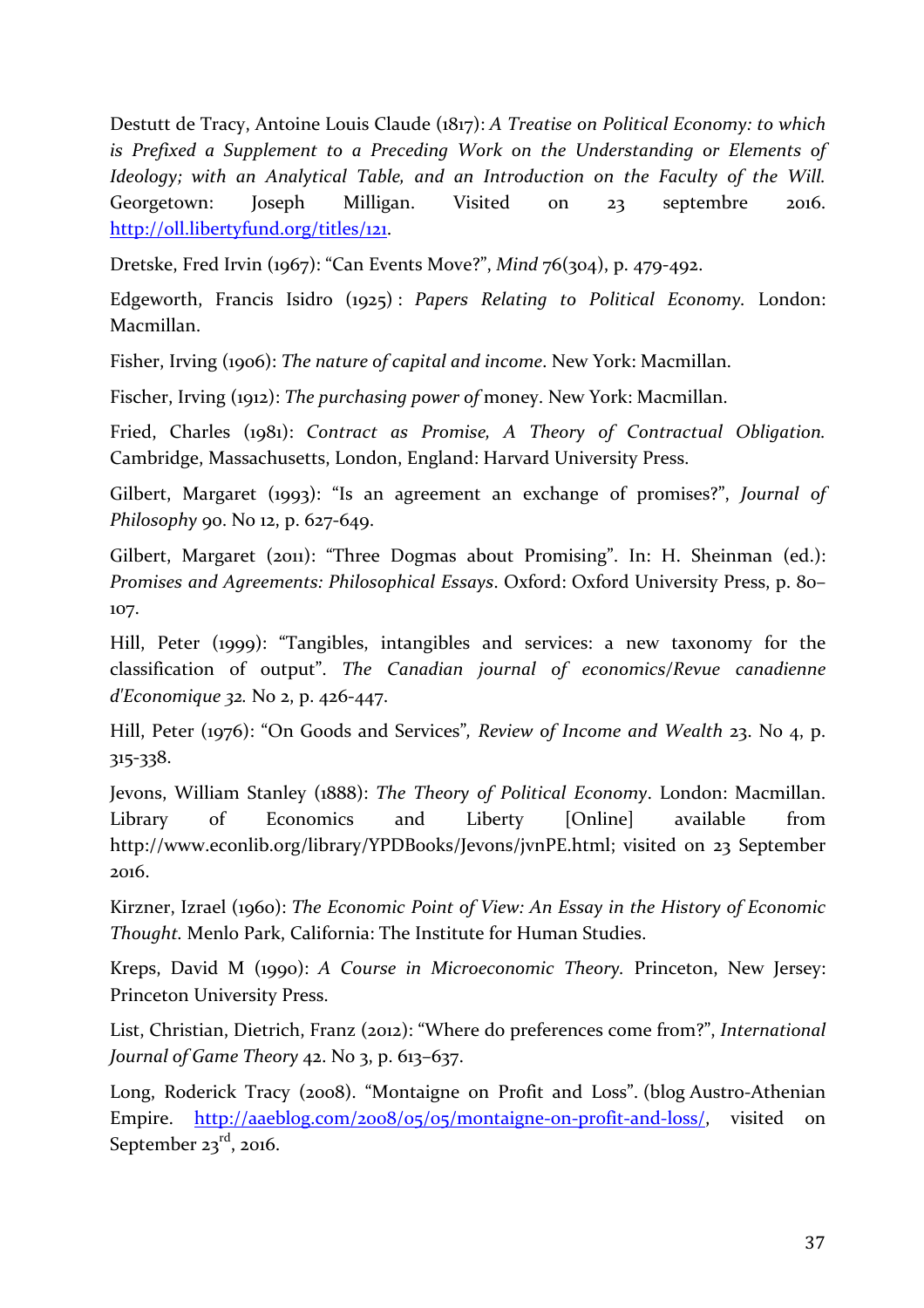Destutt de Tracy, Antoine Louis Claude (1817): *A Treatise on Political Economy: to which is Prefixed a Supplement to a Preceding Work on the Understanding or Elements of Ideology; with an Analytical Table, and an Introduction on the Faculty of the Will.* Georgetown: Joseph Milligan. Visited on 23 septembre 2016. http://oll.libertyfund.org/titles/121.

Dretske, Fred Irvin (1967): "Can Events Move?", *Mind* 76(304), p. 479-492.

Edgeworth, Francis Isidro (1925) : *Papers Relating to Political Economy*. London: Macmillan.

Fisher, Irving (1906): *The nature of capital and income*. New York: Macmillan.

Fischer, Irving (1912): *The purchasing power of* money. New York: Macmillan.

Fried, Charles (1981): *Contract as Promise, A Theory of Contractual Obligation.* Cambridge, Massachusetts, London, England: Harvard University Press.

Gilbert, Margaret (1993): "Is an agreement an exchange of promises?", *Journal of Philosophy* 90. No 12, p. 627-649.

Gilbert, Margaret (2011): "Three Dogmas about Promising". In: H. Sheinman (ed.): *Promises and Agreements: Philosophical Essays*. Oxford: Oxford University Press, p. 80–107.

Hill, Peter (1999): "Tangibles, intangibles and services: a new taxonomy for the classification of output". *The Canadian journal of economics/Revue canadienne d'Economique 32.* No 2, p. 426-447.

Hill, Peter (1976): "On Goods and Services", *Review of Income and Wealth* 23. No 4, p. 315-338.

Jevons, William Stanley (1888): *The Theory of Political Economy*. London: Macmillan. Library of Economics and Liberty [Online] available from http://www.econlib.org/library/YPDBooks/Jevons/jvnPE.html; visited on 23 September 2016.

Kirzner, Izrael (1960): *The Economic Point of View: An Essay in the History of Economic Thought.* Menlo Park, California: The Institute for Human Studies.

Kreps, David M (1990): *A Course in Microeconomic Theory.* Princeton, New Jersey: Princeton University Press.

List, Christian, Dietrich, Franz (2012): "Where do preferences come from?", *International Journal of Game Theory* 42. No 3, p. 613–637.

Long, Roderick Tracy (2008). "Montaigne on Profit and Loss". (blog Austro-Athenian Empire. http://aaeblog.com/2008/05/05/montaigne-on-profit-and-loss/, visited on September 23rd, 2016.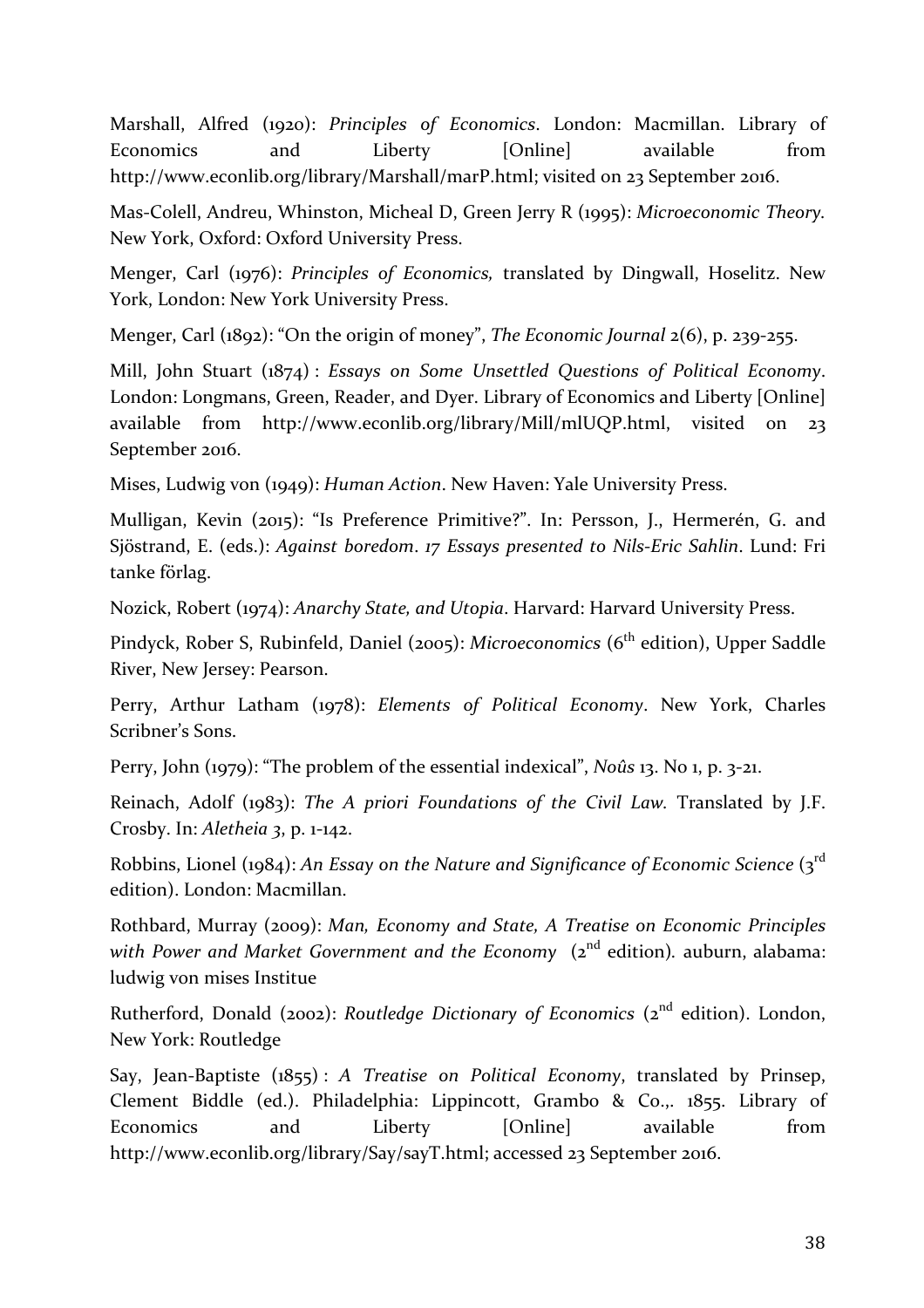Marshall, Alfred (1920): *Principles of Economics*. London: Macmillan. Library of Economics and Liberty [Online] available from http://www.econlib.org/library/Marshall/marP.html; visited on 23 September 2016.

Mas-Colell, Andreu, Whinston, Micheal D, Green Jerry R (1995): *Microeconomic Theory*. New York, Oxford: Oxford University Press.

Menger, Carl (1976): *Principles of Economics,* translated by Dingwall, Hoselitz. New York, London: New York University Press.

Menger, Carl (1892): "On the origin of money", *The Economic Journal* 2(6), p. 239-255.

Mill, John Stuart (1874) : *Essays on Some Unsettled Questions of Political Economy*. London: Longmans, Green, Reader, and Dyer. Library of Economics and Liberty [Online] available from http://www.econlib.org/library/Mill/mlUQP.html, visited on 23 September 2016.

Mises, Ludwig von (1949): *Human Action*. New Haven: Yale University Press.

Mulligan, Kevin (2015): "Is Preference Primitive?". In: Persson, J., Hermerén, G. and Sjöstrand, E. (eds.): *Against boredom*. *17 Essays presented to Nils-Eric Sahlin*. Lund: Fri tanke förlag.

Nozick, Robert (1974): *Anarchy State, and Utopia*. Harvard: Harvard University Press.

Pindyck, Rober S, Rubinfeld, Daniel (2005): *Microeconomics* (6th edition), Upper Saddle River, New Jersey: Pearson.

Perry, Arthur Latham (1978): *Elements of Political Economy*. New York, Charles Scribner's Sons.

Perry, John (1979): "The problem of the essential indexical", *Noûs* 13. No 1, p. 3-21.

Reinach, Adolf (1983): *The A priori Foundations of the Civil Law*. Translated by J.F. Crosby. In: *Aletheia 3*, p. 1-142.

Robbins, Lionel (1984): *An Essay on the Nature and Significance of Economic Science* (3rd edition). London: Macmillan.

Rothbard, Murray (2009): *Man, Economy and State, A Treatise on Economic Principles with Power and Market Government and the Economy* (2nd edition). auburn, alabama: ludwig von mises Institue

Rutherford, Donald (2002): *Routledge Dictionary of Economics* (2nd edition). London, New York: Routledge

Say, Jean-Baptiste (1855) : *A Treatise on Political Economy*, translated by Prinsep, Clement Biddle (ed.). Philadelphia: Lippincott, Grambo & Co.,. 1855. Library of Economics and Liberty [Online] available from http://www.econlib.org/library/Say/sayT.html; accessed 23 September 2016.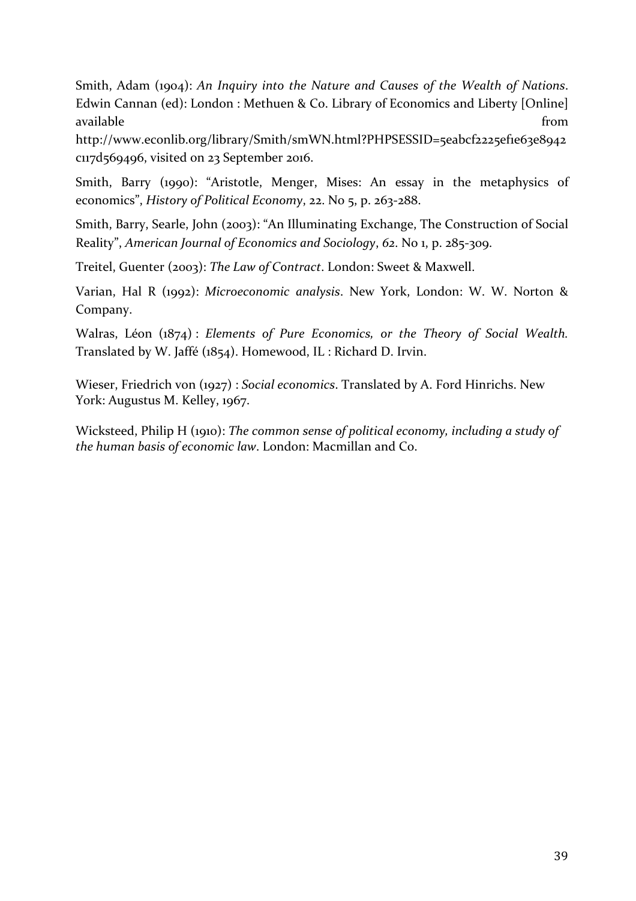Smith, Adam (1904): *An Inquiry into the Nature and Causes of the Wealth of Nations*. Edwin Cannan (ed): London : Methuen & Co. Library of Economics and Liberty [Online] available from http://www.econlib.org/library/Smith/smWN.html?PHPSESSID=5eabcf2225ef1e63e8942c117d569496, visited on 23 September 2016.

Smith, Barry (1990): "Aristotle, Menger, Mises: An essay in the metaphysics of economics", *History of Political Economy*, 22. No 5, p. 263-288.

Smith, Barry, Searle, John (2003): "An Illuminating Exchange, The Construction of Social Reality", *American Journal of Economics and Sociology*, 62. No 1, p. 285-309.

Treitel, Guenter (2003): *The Law of Contract*. London: Sweet & Maxwell.

Varian, Hal R (1992): *Microeconomic analysis*. New York, London: W. W. Norton & Company.

Walras, Léon (1874) : *Elements of Pure Economics, or the Theory of Social Wealth.* Translated by W. Jaffé (1854). Homewood, IL : Richard D. Irvin.

Wieser, Friedrich von (1927) : *Social economics*. Translated by A. Ford Hinrichs. New York: Augustus M. Kelley, 1967.

Wicksteed, Philip H (1910): *The common sense of political economy, including a study of the human basis of economic law*. London: Macmillan and Co.